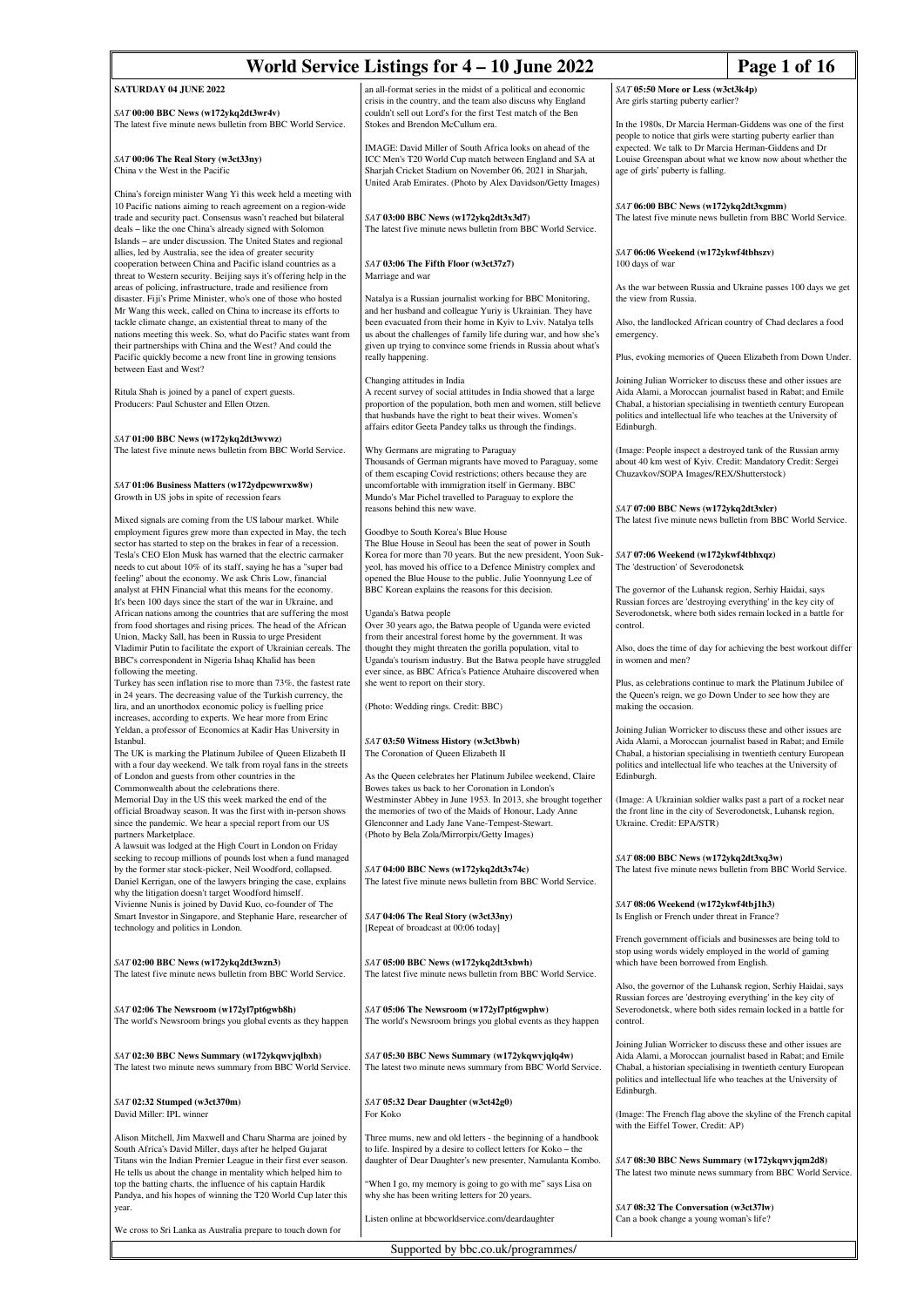## SATURDAY 04 JUNE 2022

*SAT* **00:00 BBC News (w172ykq2dt3wr4v)**
The latest five minute news bulletin from BBC World Service.

*SAT* **00:06 The Real Story (w3ct33ny)**
China v the West in the Pacific

China's foreign minister Wang Yi this week held a meeting with 10 Pacific nations aiming to reach agreement on a region-wide trade and security pact. Consensus wasn't reached but bilateral deals – like the one China's already signed with Solomon Islands – are under discussion. The United States and regional allies, led by Australia, see the idea of greater security cooperation between China and Pacific island countries as a threat to Western security. Beijing says it's offering help in the areas of policing, infrastructure, trade and resilience from disaster. Fiji's Prime Minister, who's one of those who hosted Mr Wang this week, called on China to increase its efforts to tackle climate change, an existential threat to many of the nations meeting this week. So, what do Pacific states want from their partnerships with China and the West? And could the Pacific quickly become a new front line in growing tensions between East and West?

Ritula Shah is joined by a panel of expert guests.
Producers: Paul Schuster and Ellen Otzen.

*SAT* **01:00 BBC News (w172ykq2dt3wvwz)**
The latest five minute news bulletin from BBC World Service.

*SAT* **01:06 Business Matters (w172ydpcwwrxw8w)**
Growth in US jobs in spite of recession fears

Mixed signals are coming from the US labour market. While employment figures grew more than expected in May, the tech sector has started to step on the brakes in fear of a recession. Tesla's CEO Elon Musk has warned that the electric carmaker needs to cut about 10% of its staff, saying he has a "super bad feeling" about the economy. We ask Chris Low, financial analyst at FHN Financial what this means for the economy.
It's been 100 days since the start of the war in Ukraine, and African nations are among the countries that are suffering the most from food shortages and rising prices. The head of the African Union, Macky Sall, has been in Russia to urge President Vladimir Putin to facilitate the export of Ukrainian cereals. The BBC's correspondent in Nigeria Ishaq Khalid has been following the meeting.
Turkey has seen inflation rise to more than 73%, the fastest rate in 24 years. The decreasing value of the Turkish currency, the lira, and an unorthodox economic policy is fuelling price increases, according to experts. We hear more from Erinc Yeldan, a professor of Economics at Kadir Has University in Istanbul.
The UK is marking the Platinum Jubilee of Queen Elizabeth II with a four day weekend. We talk from royal fans in the streets of London and guests from other countries in the Commonwealth about the celebrations there.
Memorial Day in the US this week marked the end of the official Broadway season. It was the first with in-person shows since the pandemic. We hear a special report from our US partners Marketplace.
A lawsuit was lodged at the High Court in London on Friday seeking to recoup millions of pounds lost when a fund managed by the former star stock-picker, Neil Woodford, collapsed. Daniel Kerrigan, one of the lawyers bringing the case, explains why the litigation doesn't target Woodford himself.
Vivienne Nunis is joined by David Kuo, co-founder of The Smart Investor in Singapore, and Stephanie Hare, researcher of technology and politics in London.

*SAT* **02:00 BBC News (w172ykq2dt3wzn3)**
The latest five minute news bulletin from BBC World Service.

*SAT* **02:06 The Newsroom (w172yl7pt6gwb8h)**
The world's Newsroom brings you global events as they happen

*SAT* **02:30 BBC News Summary (w172ykqwvjqlbxh)**
The latest two minute news summary from BBC World Service.

*SAT* **02:32 Stumped (w3ct370m)**
David Miller: IPL winner

Alison Mitchell, Jim Maxwell and Charu Sharma are joined by South Africa's David Miller, days after he helped Gujarat Titans win the Indian Premier League in their first ever season. He tells us about the change in mentality which helped him to top the batting charts, the influence of his captain Hardik Pandya, and his hopes of winning the T20 World Cup later this year.

We cross to Sri Lanka as Australia prepare to touch down for an all-format series in the midst of a political and economic crisis in the country, and the team also discuss why England couldn't sell out Lord's for the first Test match of the Ben Stokes and Brendon McCullum era.

IMAGE: David Miller of South Africa looks on ahead of the ICC Men's T20 World Cup match between England and SA at Sharjah Cricket Stadium on November 06, 2021 in Sharjah, United Arab Emirates. (Photo by Alex Davidson/Getty Images)

*SAT* **03:00 BBC News (w172ykq2dt3x3d7)**
The latest five minute news bulletin from BBC World Service.

*SAT* **03:06 The Fifth Floor (w3ct37z7)**
Marriage and war

Natalya is a Russian journalist working for BBC Monitoring, and her husband and colleague Yuriy is Ukrainian. They have been evacuated from their home in Kyiv to Lviv. Natalya tells us about the challenges of family life during war, and how she's given up trying to convince some friends in Russia about what's really happening.

Changing attitudes in India
A recent survey of social attitudes in India showed that a large proportion of the population, both men and women, still believe that husbands have the right to beat their wives. Women's affairs editor Geeta Pandey talks us through the findings.

Why Germans are migrating to Paraguay
Thousands of German migrants have moved to Paraguay, some of them escaping Covid restrictions; others because they are uncomfortable with immigration itself in Germany. BBC Mundo's Mar Pichel travelled to Paraguay to explore the reasons behind this new wave.

Goodbye to South Korea's Blue House
The Blue House in Seoul has been the seat of power in South Korea for more than 70 years. But the new president, Yoon Suk-yeol, has moved his office to a Defence Ministry complex and opened the Blue House to the public. Julie Yoonnyung Lee of BBC Korean explains the reasons for this decision.

Uganda's Batwa people
Over 30 years ago, the Batwa people of Uganda were evicted from their ancestral forest home by the government. It was thought they might threaten the gorilla population, vital to Uganda's tourism industry. But the Batwa people have struggled ever since, as BBC Africa's Patience Atuhaire discovered when she went to report on their story.

(Photo: Wedding rings. Credit: BBC)

*SAT* **03:50 Witness History (w3ct3bwh)**
The Coronation of Queen Elizabeth II

As the Queen celebrates her Platinum Jubilee weekend, Claire Bowes takes us back to her Coronation in London's Westminster Abbey in June 1953. In 2013, she brought together the memories of two of the Maids of Honour, Lady Anne Glenconner and Lady Jane Vane-Tempest-Stewart.
(Photo by Bela Zola/Mirrorpix/Getty Images)

*SAT* **04:00 BBC News (w172ykq2dt3x74c)**
The latest five minute news bulletin from BBC World Service.

*SAT* **04:06 The Real Story (w3ct33ny)**
[Repeat of broadcast at 00:06 today]

*SAT* **05:00 BBC News (w172ykq2dt3xbwh)**
The latest five minute news bulletin from BBC World Service.

*SAT* **05:06 The Newsroom (w172yl7pt6gwphw)**
The world's Newsroom brings you global events as they happen

*SAT* **05:30 BBC News Summary (w172ykqwvjqlq4w)**
The latest two minute news summary from BBC World Service.

*SAT* **05:32 Dear Daughter (w3ct42g0)**
For Koko

Three mums, new and old letters - the beginning of a handbook to life. Inspired by a desire to collect letters for Koko – the daughter of Dear Daughter's new presenter, Namulanta Kombo.

"When I go, my memory is going to go with me" says Lisa on why she has been writing letters for 20 years.

Listen online at bbcworldservice.com/deardaughter

*SAT* **05:50 More or Less (w3ct3k4p)**
Are girls starting puberty earlier?

In the 1980s, Dr Marcia Herman-Giddens was one of the first people to notice that girls were starting puberty earlier than expected. We talk to Dr Marcia Herman-Giddens and Dr Louise Greenspan about what we know now about whether the age of girls' puberty is falling.

*SAT* **06:00 BBC News (w172ykq2dt3xgmm)**
The latest five minute news bulletin from BBC World Service.

*SAT* **06:06 Weekend (w172ykwf4tbhszv)**
100 days of war

As the war between Russia and Ukraine passes 100 days we get the view from Russia.

Also, the landlocked African country of Chad declares a food emergency.

Plus, evoking memories of Queen Elizabeth from Down Under.

Joining Julian Worricker to discuss these and other issues are Aida Alami, a Moroccan journalist based in Rabat; and Emile Chabal, a historian specialising in twentieth century European politics and intellectual life who teaches at the University of Edinburgh.

(Image: People inspect a destroyed tank of the Russian army about 40 km west of Kyiv. Credit: Mandatory Credit: Sergei Chuzavkov/SOPA Images/REX/Shutterstock)

*SAT* **07:00 BBC News (w172ykq2dt3xlcr)**
The latest five minute news bulletin from BBC World Service.

*SAT* **07:06 Weekend (w172ykwf4tbhxqz)**
The 'destruction' of Severodonetsk

The governor of the Luhansk region, Serhiy Haidai, says Russian forces are 'destroying everything' in the key city of Severodonetsk, where both sides remain locked in a battle for control.

Also, does the time of day for achieving the best workout differ in women and men?

Plus, as celebrations continue to mark the Platinum Jubilee of the Queen's reign, we go Down Under to see how they are making the occasion.

Joining Julian Worricker to discuss these and other issues are Aida Alami, a Moroccan journalist based in Rabat; and Emile Chabal, a historian specialising in twentieth century European politics and intellectual life who teaches at the University of Edinburgh.

(Image: A Ukrainian soldier walks past a part of a rocket near the front line in the city of Severodonetsk, Luhansk region, Ukraine. Credit: EPA/STR)

*SAT* **08:00 BBC News (w172ykq2dt3xq3w)**
The latest five minute news bulletin from BBC World Service.

*SAT* **08:06 Weekend (w172ykwf4tbj1h3)**
Is English or French under threat in France?

French government officials and businesses are being told to stop using words widely employed in the world of gaming which have been borrowed from English.

Also, the governor of the Luhansk region, Serhiy Haidai, says Russian forces are 'destroying everything' in the key city of Severodonetsk, where both sides remain locked in a battle for control.

Joining Julian Worricker to discuss these and other issues are Aida Alami, a Moroccan journalist based in Rabat; and Emile Chabal, a historian specialising in twentieth century European politics and intellectual life who teaches at the University of Edinburgh.

(Image: The French flag above the skyline of the French capital with the Eiffel Tower, Credit: AP)

*SAT* **08:30 BBC News Summary (w172ykqwvjqm2d8)**
The latest two minute news summary from BBC World Service.

*SAT* **08:32 The Conversation (w3ct37lw)**
Can a book change a young woman's life?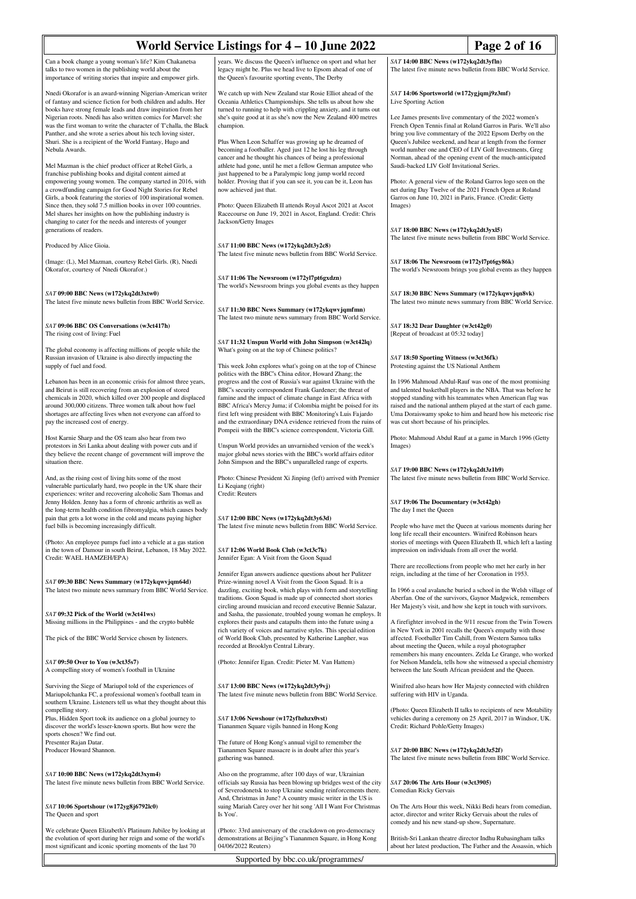Can a book change a young woman's life? Kim Chakanetsa talks to two women in the publishing world about the importance of writing stories that inspire and empower girls.

Nnedi Okorafor is an award-winning Nigerian-American writer of fantasy and science fiction for both children and adults. Her books have strong female leads and draw inspiration from her Nigerian roots. Nnedi has also written comics for Marvel: she was the first woman to write the character of T'challa, the Black Panther, and she wrote a series about his tech loving sister, Shuri. She is a recipient of the World Fantasy, Hugo and Nebula Awards.

Mel Mazman is the chief product officer at Rebel Girls, a franchise publishing books and digital content aimed at empowering young women. The company started in 2016, with a crowdfunding campaign for Good Night Stories for Rebel Girls, a book featuring the stories of 100 inspirational women. Since then, they sold 7.5 million books in over 100 countries. Mel shares her insights on how the publishing industry is changing to cater for the needs and interests of younger generations of readers.

Produced by Alice Gioia.

(Image: (L), Mel Mazman, courtesy Rebel Girls. (R), Nnedi Okorafor, courtesy of Nnedi Okorafor.)

### *SAT* **09:00 BBC News (w172ykq2dt3xtw0)**
The latest five minute news bulletin from BBC World Service.

### *SAT* **09:06 BBC OS Conversations (w3ct417h)**
The rising cost of living: Fuel

The global economy is affecting millions of people while the Russian invasion of Ukraine is also directly impacting the supply of fuel and food.

Lebanon has been in an economic crisis for almost three years, and Beirut is still recovering from an explosion of stored chemicals in 2020, which killed over 200 people and displaced around 300,000 citizens. Three women talk about how fuel shortages are affecting lives when not everyone can afford to pay the increased cost of energy.

Host Karnie Sharp and the OS team also hear from two protestors in Sri Lanka about dealing with power cuts and if they believe the recent change of government will improve the situation there.

And, as the rising cost of living hits some of the most vulnerable particularly hard, two people in the UK share their experiences: writer and recovering alcoholic Sam Thomas and Jenny Holden. Jenny has a form of chronic arthritis as well as the long-term health condition fibromyalgia, which causes body pain that gets a lot worse in the cold and means paying higher fuel bills is becoming increasingly difficult.

(Photo: An employee pumps fuel into a vehicle at a gas station in the town of Damour in south Beirut, Lebanon, 18 May 2022. Credit: WAEL HAMZEH/EPA)

### *SAT* **09:30 BBC News Summary (w172ykqwvjqm64d)**
The latest two minute news summary from BBC World Service.

### *SAT* **09:32 Pick of the World (w3ct41ws)**
Missing millions in the Philippines - and the crypto bubble

The pick of the BBC World Service chosen by listeners.

### *SAT* **09:50 Over to You (w3ct35s7)**
A compelling story of women's football in Ukraine

Surviving the Siege of Mariupol told of the experiences of Mariupolchanka FC, a professional women's football team in southern Ukraine. Listeners tell us what they thought about this compelling story.
Plus, Hidden Sport took its audience on a global journey to discover the world's lesser-known sports. But how were the sports chosen? We find out.
Presenter Rajan Datar.
Producer Howard Shannon.

### *SAT* **10:00 BBC News (w172ykq2dt3xym4)**
The latest five minute news bulletin from BBC World Service.

### *SAT* **10:06 Sportshour (w172yg8j6792lc0)**
The Queen and sport

We celebrate Queen Elizabeth's Platinum Jubilee by looking at the evolution of sport during her reign and some of the world's most significant and iconic sporting moments of the last 70 years. We discuss the Queen's influence on sport and what her legacy might be. Plus we head live to Epsom ahead of one of the Queen's favourite sporting events, The Derby

We catch up with New Zealand star Rosie Elliot ahead of the Oceania Athletics Championships. She tells us about how she turned to running to help with crippling anxiety, and it turns out she's quite good at it as she's now the New Zealand 400 metres champion.

Plus When Leon Schaffer was growing up he dreamed of becoming a footballer. Aged just 12 he lost his leg through cancer and he thought his chances of being a professional athlete had gone, until he met a fellow German amputee who just happened to be a Paralympic long jump world record holder. Proving that if you can see it, you can be it, Leon has now achieved just that.

Photo: Queen Elizabeth II attends Royal Ascot 2021 at Ascot Racecourse on June 19, 2021 in Ascot, England. Credit: Chris Jackson/Getty Images

### *SAT* **11:00 BBC News (w172ykq2dt3y2c8)**
The latest five minute news bulletin from BBC World Service.

### *SAT* **11:06 The Newsroom (w172yl7pt6gxdzn)**
The world's Newsroom brings you global events as they happen

### *SAT* **11:30 BBC News Summary (w172ykqwvjqmfmn)**
The latest two minute news summary from BBC World Service.

### *SAT* **11:32 Unspun World with John Simpson (w3ct42lq)**
What's going on at the top of Chinese politics?

This week John explores what's going on at the top of Chinese politics with the BBC's China editor, Howard Zhang; the progress and the cost of Russia's war against Ukraine with the BBC's security correspondent Frank Gardener; the threat of famine and the impact of climate change in East Africa with BBC Africa's Mercy Juma; if Colombia might be poised for its first left wing president with BBC Monitoring's Luis Fajardo and the extraordinary DNA evidence retrieved from the ruins of Pompeii with the BBC's science correspondent, Victoria Gill.

Unspun World provides an unvarnished version of the week's major global news stories with the BBC's world affairs editor John Simpson and the BBC's unparalleled range of experts.

Photo: Chinese President Xi Jinping (left) arrived with Premier Li Keqiang (right)
Credit: Reuters

### *SAT* **12:00 BBC News (w172ykq2dt3y63d)**
The latest five minute news bulletin from BBC World Service.

### *SAT* **12:06 World Book Club (w3ct3c7k)**
Jennifer Egan: A Visit from the Goon Squad

Jennifer Egan answers audience questions about her Pulitzer Prize-winning novel A Visit from the Goon Squad. It is a dazzling, exciting book, which plays with form and storytelling traditions. Goon Squad is made up of connected short stories circling around musician and record executive Bennie Salazar, and Sasha, the passionate, troubled young woman he employs. It explores their pasts and catapults them into the future using a rich variety of voices and narrative styles. This special edition of World Book Club, presented by Katherine Lanpher, was recorded at Brooklyn Central Library.

(Photo: Jennifer Egan. Credit: Pieter M. Van Hattem)

### *SAT* **13:00 BBC News (w172ykq2dt3y9vj)**
The latest five minute news bulletin from BBC World Service.

### *SAT* **13:06 Newshour (w172yfbzhzx0vst)**
Tiananmen Square vigils banned in Hong Kong

The future of Hong Kong's annual vigil to remember the Tiananmen Square massacre is in doubt after this year's gathering was banned.

Also on the programme, after 100 days of war, Ukrainian officials say Russia has been blowing up bridges west of the city of Severodonetsk to stop Ukraine sending reinforcements there. And, Christmas in June? A country music writer in the US is suing Mariah Carey over her hit song 'All I Want For Christmas Is You'.

(Photo: 33rd anniversary of the crackdown on pro-democracy demonstrations in Beijing''s Tiananmen Square, in Hong Kong 04/06/2022 Reuters)

### *SAT* **14:00 BBC News (w172ykq2dt3yfln)**
The latest five minute news bulletin from BBC World Service.

### *SAT* **14:06 Sportsworld (w172ygjqmj9z3mf)**
Live Sporting Action

Lee James presents live commentary of the 2022 women's French Open Tennis final at Roland Garros in Paris. We'll also bring you live commentary of the 2022 Epsom Derby on the Queen's Jubilee weekend, and hear at length from the former world number one and CEO of LIV Golf Investments, Greg Norman, ahead of the opening event of the much-anticipated Saudi-backed LIV Golf Invitational Series.

Photo: A general view of the Roland Garros logo seen on the net during Day Twelve of the 2021 French Open at Roland Garros on June 10, 2021 in Paris, France. (Credit: Getty Images)

### *SAT* **18:00 BBC News (w172ykq2dt3yxl5)**
The latest five minute news bulletin from BBC World Service.

### *SAT* **18:06 The Newsroom (w172yl7pt6gy86k)**
The world's Newsroom brings you global events as they happen

### *SAT* **18:30 BBC News Summary (w172ykqwvjqn8vk)**
The latest two minute news summary from BBC World Service.

### *SAT* **18:32 Dear Daughter (w3ct42g0)**
[Repeat of broadcast at 05:32 today]

### *SAT* **18:50 Sporting Witness (w3ct36fk)**
Protesting against the US National Anthem

In 1996 Mahmoud Abdul-Rauf was one of the most promising and talented basketball players in the NBA. That was before he stopped standing with his teammates when American flag was raised and the national anthem played at the start of each game. Uma Doraiswamy spoke to him and heard how his meteoric rise was cut short because of his principles.

Photo: Mahmoud Abdul Rauf at a game in March 1996 (Getty Images)

### *SAT* **19:00 BBC News (w172ykq2dt3z1b9)**
The latest five minute news bulletin from BBC World Service.

### *SAT* **19:06 The Documentary (w3ct42gh)**
The day I met the Queen

People who have met the Queen at various moments during her long life recall their encounters. Winifred Robinson hears stories of meetings with Queen Elizabeth II, which left a lasting impression on individuals from all over the world.

There are recollections from people who met her early in her reign, including at the time of her Coronation in 1953.

In 1966 a coal avalanche buried a school in the Welsh village of Aberfan. One of the survivors, Gaynor Madgwick, remembers Her Majesty's visit, and how she kept in touch with survivors.

A firefighter involved in the 9/11 rescue from the Twin Towers in New York in 2001 recalls the Queen's empathy with those affected. Footballer Tim Cahill, from Western Samoa talks about meeting the Queen, while a royal photographer remembers his many encounters. Zelda Le Grange, who worked for Nelson Mandela, tells how she witnessed a special chemistry between the late South African president and the Queen.

Winifred also hears how Her Majesty connected with children suffering with HIV in Uganda.

(Photo: Queen Elizabeth II talks to recipients of new Motability vehicles during a ceremony on 25 April, 2017 in Windsor, UK. Credit: Richard Pohle/Getty Images)

### *SAT* **20:00 BBC News (w172ykq2dt3z52f)**
The latest five minute news bulletin from BBC World Service.

### *SAT* **20:06 The Arts Hour (w3ct3905)**
Comedian Ricky Gervais

On The Arts Hour this week, Nikki Bedi hears from comedian, actor, director and writer Ricky Gervais about the rules of comedy and his new stand-up show, Supernature.

British-Sri Lankan theatre director Indhu Rubasingham talks about her latest production, The Father and the Assassin, which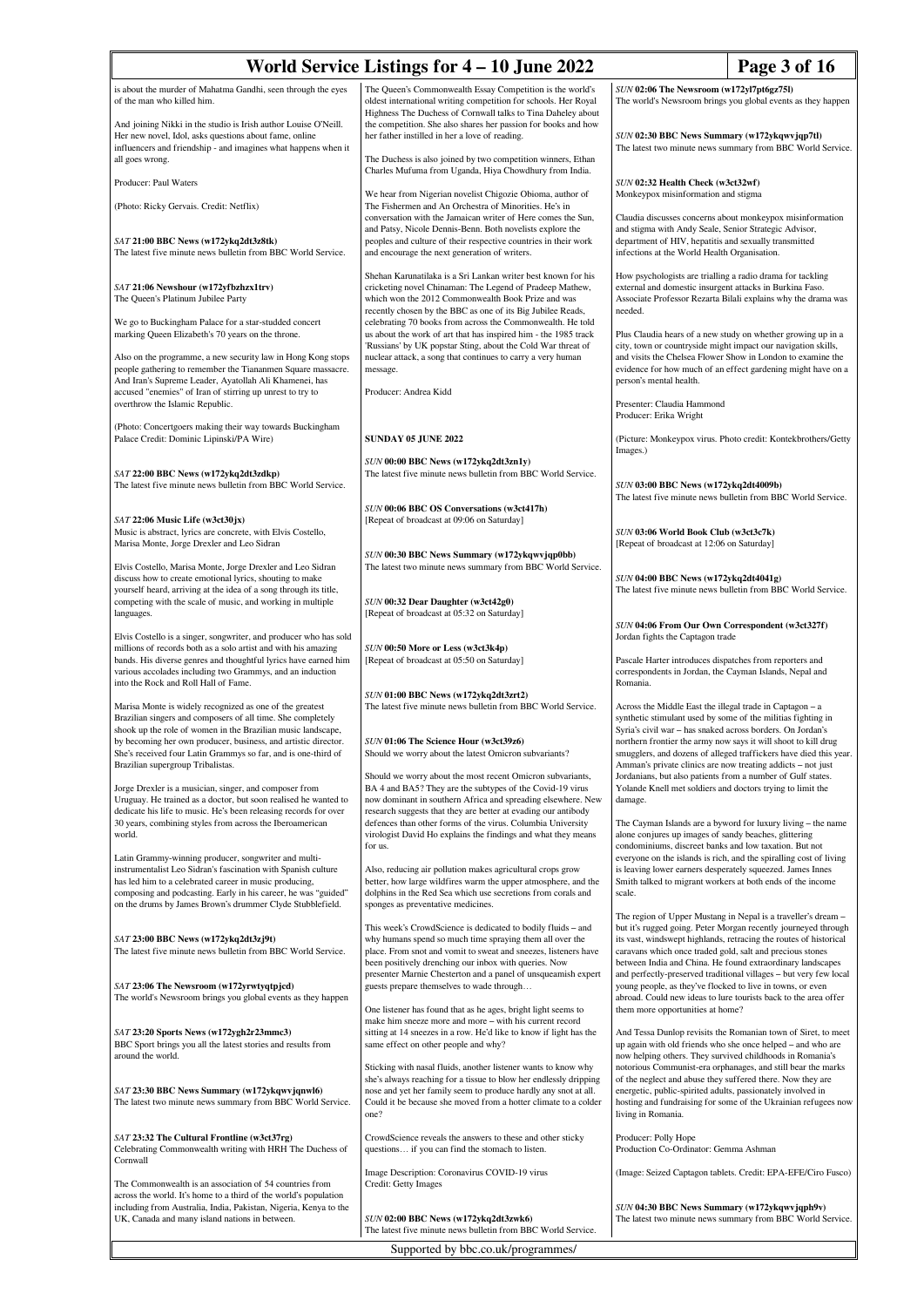is about the murder of Mahatma Gandhi, seen through the eyes of the man who killed him.

And joining Nikki in the studio is Irish author Louise O'Neill. Her new novel, Idol, asks questions about fame, online influencers and friendship - and imagines what happens when it all goes wrong.

Producer: Paul Waters

(Photo: Ricky Gervais. Credit: Netflix)

### *SAT* 21:00 BBC News (w172ykq2dt3z8tk)
The latest five minute news bulletin from BBC World Service.

### *SAT* 21:06 Newshour (w172yfbzhzx1trv)
The Queen's Platinum Jubilee Party

We go to Buckingham Palace for a star-studded concert marking Queen Elizabeth's 70 years on the throne.

Also on the programme, a new security law in Hong Kong stops people gathering to remember the Tiananmen Square massacre. And Iran's Supreme Leader, Ayatollah Ali Khamenei, has accused "enemies" of Iran of stirring up unrest to try to overthrow the Islamic Republic.

(Photo: Concertgoers making their way towards Buckingham Palace Credit: Dominic Lipinski/PA Wire)

### *SAT* 22:00 BBC News (w172ykq2dt3zdkp)
The latest five minute news bulletin from BBC World Service.

### *SAT* 22:06 Music Life (w3ct30jx)
Music is abstract, lyrics are concrete, with Elvis Costello, Marisa Monte, Jorge Drexler and Leo Sidran

Elvis Costello, Marisa Monte, Jorge Drexler and Leo Sidran discuss how to create emotional lyrics, shouting to make yourself heard, arriving at the idea of a song through its title, competing with the scale of music, and working in multiple languages.

Elvis Costello is a singer, songwriter, and producer who has sold millions of records both as a solo artist and with his amazing bands. His diverse genres and thoughtful lyrics have earned him various accolades including two Grammys, and an induction into the Rock and Roll Hall of Fame.

Marisa Monte is widely recognized as one of the greatest Brazilian singers and composers of all time. She completely shook up the role of women in the Brazilian music landscape, by becoming her own producer, business, and artistic director. She's received four Latin Grammys so far, and is one-third of Brazilian supergroup Tribalistas.

Jorge Drexler is a musician, singer, and composer from Uruguay. He trained as a doctor, but soon realised he wanted to dedicate his life to music. He's been releasing records for over 30 years, combining styles from across the Iberoamerican world.

Latin Grammy-winning producer, songwriter and multi-instrumentalist Leo Sidran's fascination with Spanish culture has led him to a celebrated career in music producing, composing and podcasting. Early in his career, he was "guided" on the drums by James Brown's drummer Clyde Stubblefield.

### *SAT* 23:00 BBC News (w172ykq2dt3zj9t)
The latest five minute news bulletin from BBC World Service.

### *SAT* 23:06 The Newsroom (w172yrwtyqtpjcd)
The world's Newsroom brings you global events as they happen

### *SAT* 23:20 Sports News (w172ygh2r23mmc3)
BBC Sport brings you all the latest stories and results from around the world.

### *SAT* 23:30 BBC News Summary (w172ykqwvjqnwl6)
The latest two minute news summary from BBC World Service.

### *SAT* 23:32 The Cultural Frontline (w3ct37rg)
Celebrating Commonwealth writing with HRH The Duchess of Cornwall

The Commonwealth is an association of 54 countries from across the world. It's home to a third of the world's population including from Australia, India, Pakistan, Nigeria, Kenya to the UK, Canada and many island nations in between.

The Queen's Commonwealth Essay Competition is the world's oldest international writing competition for schools. Her Royal Highness The Duchess of Cornwall talks to Tina Daheley about the competition. She also shares her passion for books and how her father instilled in her a love of reading.

The Duchess is also joined by two competition winners, Ethan Charles Mufuma from Uganda, Hiya Chowdhury from India.

We hear from Nigerian novelist Chigozie Obioma, author of The Fishermen and An Orchestra of Minorities. He's in conversation with the Jamaican writer of Here comes the Sun, and Patsy, Nicole Dennis-Benn. Both novelists explore the peoples and culture of their respective countries in their work and encourage the next generation of writers.

Shehan Karunatilaka is a Sri Lankan writer best known for his cricketing novel Chinaman: The Legend of Pradeep Mathew, which won the 2012 Commonwealth Book Prize and was recently chosen by the BBC as one of its Big Jubilee Reads, celebrating 70 books from across the Commonwealth. He told us about the work of art that has inspired him - the 1985 track 'Russians' by UK popstar Sting, about the Cold War threat of nuclear attack, a song that continues to carry a very human message.

Producer: Andrea Kidd

## SUNDAY 05 JUNE 2022

### *SUN* 00:00 BBC News (w172ykq2dt3zn1y)
The latest five minute news bulletin from BBC World Service.

### *SUN* 00:06 BBC OS Conversations (w3ct417h)
[Repeat of broadcast at 09:06 on Saturday]

### *SUN* 00:30 BBC News Summary (w172ykqwvjqp0bb)
The latest two minute news summary from BBC World Service.

### *SUN* 00:32 Dear Daughter (w3ct42g0)
[Repeat of broadcast at 05:32 on Saturday]

### *SUN* 00:50 More or Less (w3ct3k4p)
[Repeat of broadcast at 05:50 on Saturday]

### *SUN* 01:00 BBC News (w172ykq2dt3zrt2)
The latest five minute news bulletin from BBC World Service.

### *SUN* 01:06 The Science Hour (w3ct39z6)
Should we worry about the latest Omicron subvariants?

Should we worry about the most recent Omicron subvariants, BA 4 and BA5? They are the subtypes of the Covid-19 virus now dominant in southern Africa and spreading elsewhere. New research suggests that they are better at evading our antibody defences than other forms of the virus. Columbia University virologist David Ho explains the findings and what they means for us.

Also, reducing air pollution makes agricultural crops grow better, how large wildfires warm the upper atmosphere, and the dolphins in the Red Sea which use secretions from corals and sponges as preventative medicines.

This week's CrowdScience is dedicated to bodily fluids – and why humans spend so much time spraying them all over the place. From snot and vomit to sweat and sneezes, listeners have been positively drenching our inbox with queries. Now presenter Marnie Chesterton and a panel of unsqueamish expert guests prepare themselves to wade through…

One listener has found that as he ages, bright light seems to make him sneeze more and more – with his current record sitting at 14 sneezes in a row. He'd like to know if light has the same effect on other people and why?

Sticking with nasal fluids, another listener wants to know why she's always reaching for a tissue to blow her endlessly dripping nose and yet her family seem to produce hardly any snot at all. Could it be because she moved from a hotter climate to a colder one?

CrowdScience reveals the answers to these and other sticky questions… if you can find the stomach to listen.

Image Description: Coronavirus COVID-19 virus
Credit: Getty Images

### *SUN* 02:00 BBC News (w172ykq2dt3zwk6)
The latest five minute news bulletin from BBC World Service.

### *SUN* 02:06 The Newsroom (w172yl7pt6gz75l)
The world's Newsroom brings you global events as they happen

### *SUN* 02:30 BBC News Summary (w172ykqwvjqp7tl)
The latest two minute news summary from BBC World Service.

### *SUN* 02:32 Health Check (w3ct32wf)
Monkeypox misinformation and stigma

Claudia discusses concerns about monkeypox misinformation and stigma with Andy Seale, Senior Strategic Advisor, department of HIV, hepatitis and sexually transmitted infections at the World Health Organisation.

How psychologists are trialling a radio drama for tackling external and domestic insurgent attacks in Burkina Faso. Associate Professor Rezarta Bilali explains why the drama was needed.

Plus Claudia hears of a new study on whether growing up in a city, town or countryside might impact our navigation skills, and visits the Chelsea Flower Show in London to examine the evidence for how much of an effect gardening might have on a person's mental health.

Presenter: Claudia Hammond
Producer: Erika Wright

(Picture: Monkeypox virus. Photo credit: Kontekbrothers/Getty Images.)

### *SUN* 03:00 BBC News (w172ykq2dt4009b)
The latest five minute news bulletin from BBC World Service.

### *SUN* 03:06 World Book Club (w3ct3c7k)
[Repeat of broadcast at 12:06 on Saturday]

### *SUN* 04:00 BBC News (w172ykq2dt4041g)
The latest five minute news bulletin from BBC World Service.

### *SUN* 04:06 From Our Own Correspondent (w3ct327f)
Jordan fights the Captagon trade

Pascale Harter introduces dispatches from reporters and correspondents in Jordan, the Cayman Islands, Nepal and Romania.

Across the Middle East the illegal trade in Captagon – a synthetic stimulant used by some of the militias fighting in Syria's civil war – has snaked across borders. On Jordan's northern frontier the army now says it will shoot to kill drug smugglers, and dozens of alleged traffickers have died this year. Amman's private clinics are now treating addicts – not just Jordanians, but also patients from a number of Gulf states. Yolande Knell met soldiers and doctors trying to limit the damage.

The Cayman Islands are a byword for luxury living – the name alone conjures up images of sandy beaches, glittering condominiums, discreet banks and low taxation. But not everyone on the islands is rich, and the spiralling cost of living is leaving lower earners desperately squeezed. James Innes Smith talked to migrant workers at both ends of the income scale.

The region of Upper Mustang in Nepal is a traveller's dream – but it's rugged going. Peter Morgan recently journeyed through its vast, windswept highlands, retracing the routes of historical caravans which once traded gold, salt and precious stones between India and China. He found extraordinary landscapes and perfectly-preserved traditional villages – but very few local young people, as they've flocked to live in towns, or even abroad. Could new ideas to lure tourists back to the area offer them more opportunities at home?

And Tessa Dunlop revisits the Romanian town of Siret, to meet up again with old friends who she once helped – and who are now helping others. They survived childhoods in Romania's notorious Communist-era orphanages, and still bear the marks of the neglect and abuse they suffered there. Now they are energetic, public-spirited adults, passionately involved in hosting and fundraising for some of the Ukrainian refugees now living in Romania.

Producer: Polly Hope
Production Co-Ordinator: Gemma Ashman

(Image: Seized Captagon tablets. Credit: EPA-EFE/Ciro Fusco)

### *SUN* 04:30 BBC News Summary (w172ykqwvjqph9v)
The latest two minute news summary from BBC World Service.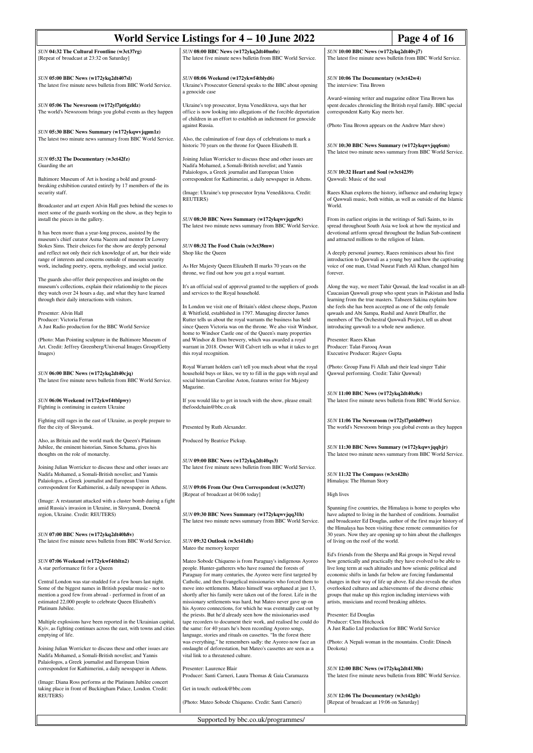### *SUN* 04:32 The Cultural Frontline (w3ct37rg)

[Repeat of broadcast at 23:32 on Saturday]

### *SUN* 05:00 BBC News (w172ykq2dt407sl)

The latest five minute news bulletin from BBC World Service.

### *SUN* 05:06 The Newsroom (w172yl7pt6gzldz)

The world's Newsroom brings you global events as they happen

### *SUN* 05:30 BBC News Summary (w172ykqwvjqpm1z)

The latest two minute news summary from BBC World Service.

### *SUN* 05:32 The Documentary (w3ct42fz)

Guarding the art

Baltimore Museum of Art is hosting a bold and ground-breaking exhibition curated entirely by 17 members of the its security staff.

Broadcaster and art expert Alvin Hall goes behind the scenes to meet some of the guards working on the show, as they begin to install the pieces in the gallery.

It has been more than a year-long process, assisted by the museum's chief curator Asma Naeem and mentor Dr Lowery Stokes Sims. Their choices for the show are deeply personal and reflect not only their rich knowledge of art, bur their wide range of interests and concerns outside of museum security work, including poetry, opera, mythology, and social justice.

The guards also offer their perspectives and insights on the museum's collections, explain their relationship to the pieces they watch over 24 hours a day, and what they have learned through their daily interactions with visitors.

Presenter: Alvin Hall
Producer: Victoria Ferran
A Just Radio production for the BBC World Service

(Photo: Man Pointing sculpture in the Baltimore Museum of Art. Credit: Jeffrey Greenberg/Universal Images Group/Getty Images)

### *SUN* 06:00 BBC News (w172ykq2dt40cjq)

The latest five minute news bulletin from BBC World Service.

### *SUN* 06:06 Weekend (w172ykwf4tblpwy)

Fighting is continuing in eastern Ukraine

Fighting still rages in the east of Ukraine, as people prepare to flee the city of Slovyansk.

Also, as Britain and the world mark the Queen's Platinum Jubilee, the eminent historian, Simon Schama, gives his thoughts on the role of monarchy.

Joining Julian Worricker to discuss these and other issues are Nadifa Mohamed, a Somali-British novelist; and Yannis Palaiologos, a Greek journalist and European Union correspondent for Kathimerini, a daily newspaper in Athens.

(Image: A restaurant attacked with a cluster bomb during a fight amid Russia's invasion in Ukraine, in Slovyansk, Donetsk region, Ukraine. Credit: REUTERS)

### *SUN* 07:00 BBC News (w172ykq2dt40h8v)

The latest five minute news bulletin from BBC World Service.

### *SUN* 07:06 Weekend (w172ykwf4tbltn2)

A star performance fit for a Queen

Central London was star-studded for a few hours last night. Some of the biggest names in British popular music - not to mention a good few from abroad - performed in front of an estimated 22,000 people to celebrate Queen Elizabeth's Platinum Jubilee.

Multiple explosions have been reported in the Ukrainian capital, Kyiv, as fighting continues across the east, with towns and cities emptying of life.

Joining Julian Worricker to discuss these and other issues are Nadifa Mohamed, a Somali-British novelist; and Yannis Palaiologos, a Greek journalist and European Union correspondent for Kathimerini, a daily newspaper in Athens.

(Image: Diana Ross performs at the Platinum Jubilee concert taking place in front of Buckingham Palace, London. Credit: REUTERS)

### *SUN* 08:00 BBC News (w172ykq2dt40m0z)

The latest five minute news bulletin from BBC World Service.

### *SUN* 08:06 Weekend (w172ykwf4tblyd6)

Ukraine's Prosecutor General speaks to the BBC about opening a genocide case

Ukraine's top prosecutor, Iryna Venediktova, says that her office is now looking into allegations of the forcible deportation of children in an effort to establish an indictment for genocide against Russia.

Also, the culmination of four days of celebrations to mark a historic 70 years on the throne for Queen Elizabeth II.

Joining Julian Worricker to discuss these and other issues are Nadifa Mohamed, a Somali-British novelist; and Yannis Palaiologos, a Greek journalist and European Union correspondent for Kathimerini, a daily newspaper in Athens.

(Image: Ukraine's top prosecutor Iryna Venediktova. Credit: REUTERS)

### *SUN* 08:30 BBC News Summary (w172ykqwvjqpz9c)

The latest two minute news summary from BBC World Service.

### *SUN* 08:32 The Food Chain (w3ct38mw)

Shop like the Queen

As Her Majesty Queen Elizabeth II marks 70 years on the throne, we find out how you get a royal warrant.

It's an official seal of approval granted to the suppliers of goods and services to the Royal household.

In London we visit one of Britain's oldest cheese shops, Paxton & Whitfield, established in 1797. Managing director James Rutter tells us about the royal warrants the business has held since Queen Victoria was on the throne. We also visit Windsor, home to Windsor Castle one of the Queen's many properties and Windsor & Eton brewery, which was awarded a royal warrant in 2018. Owner Will Calvert tells us what it takes to get this royal recognition.

Royal Warrant holders can't tell you much about what the royal household buys or likes, we try to fill in the gaps with royal and social historian Caroline Aston, features writer for Majesty Magazine.

If you would like to get in touch with the show, please email: thefoodchain@bbc.co.uk

Presented by Ruth Alexander.

Produced by Beatrice Pickup.

### *SUN* 09:00 BBC News (w172ykq2dt40qs3)

The latest five minute news bulletin from BBC World Service.

### *SUN* 09:06 From Our Own Correspondent (w3ct327f)

[Repeat of broadcast at 04:06 today]

### *SUN* 09:30 BBC News Summary (w172ykqwvjqq31h)

The latest two minute news summary from BBC World Service.

### *SUN* 09:32 Outlook (w3ct41dh)

Mateo the memory keeper

Mateo Sobode Chiqueno is from Paraguay's indigenous Ayoreo people. Hunter-gatherers who have roamed the forests of Paraguay for many centuries, the Ayoreo were first targeted by Catholic, and then Evangelical missionaries who forced them to move into settlements. Mateo himself was orphaned at just 13, shortly after his family were taken out of the forest. Life in the missionary settlements was hard, but Mateo never gave up on his Ayoreo connections, for which he was eventually cast out by the priests. But he'd already seen how the missionaries used tape recorders to document their work, and realised he could do the same: for 40 years he's been recording Ayoreo songs, language, stories and rituals on cassettes. "In the forest there was everything," he remembers sadly: the Ayoreo now face an onslaught of deforestation, but Mateo's cassettes are seen as a vital link to a threatened culture.

Presenter: Laurence Blair
Producer: Santi Carneri, Laura Thomas & Gaia Caramazza

Get in touch: outlook@bbc.com

(Photo: Mateo Sobode Chiqueno. Credit: Santi Carneri)

### *SUN* 10:00 BBC News (w172ykq2dt40vj7)

The latest five minute news bulletin from BBC World Service.

### *SUN* 10:06 The Documentary (w3ct42w4)

The interview: Tina Brown

Award-winning writer and magazine editor Tina Brown has spent decades chronicling the British royal family. BBC special correspondent Katty Kay meets her.

(Photo Tina Brown appears on the Andrew Marr show)

### *SUN* 10:30 BBC News Summary (w172ykqwvjqq6sm)

The latest two minute news summary from BBC World Service.

### *SUN* 10:32 Heart and Soul (w3ct4239)

Qawwali: Music of the soul

Raees Khan explores the history, influence and enduring legacy of Qawwali music, both within, as well as outside of the Islamic World.

From its earliest origins in the writings of Sufi Saints, to its spread throughout South Asia we look at how the mystical and devotional artform spread throughout the Indian Sub-continent and attracted millions to the religion of Islam.

A deeply personal journey, Raees reminisces about his first introduction to Qawwali as a young boy and how the captivating voice of one man, Ustad Nusrat Fateh Ali Khan, changed him forever.

Along the way, we meet Tahir Qawaal, the lead vocalist in an all-Caucasian Qawwali group who spent years in Pakistan and India learning from the true masters. Tahseen Sakina explains how she feels she has been accepted as one of the only female qawaals and Abi Sampa, Rushil and Amrit Dhuffer, the members of The Orchestral Qawwali Project, tell us about introducing qawwali to a whole new audience.

Presenter: Raees Khan
Producer: Talat-Farooq Awan
Executive Producer: Rajeev Gupta

(Photo: Group Fana Fi Allah and their lead singer Tahir Qawwal performing. Credit: Tahir Qawwal)

### *SUN* 11:00 BBC News (w172ykq2dt40z8c)

The latest five minute news bulletin from BBC World Service.

### *SUN* 11:06 The Newsroom (w172yl7pt6h09wr)

The world's Newsroom brings you global events as they happen

### *SUN* 11:30 BBC News Summary (w172ykqwvjqqbjr)

The latest two minute news summary from BBC World Service.

### *SUN* 11:32 The Compass (w3ct42lh)

Himalaya: The Human Story

High lives

Spanning five countries, the Himalaya is home to peoples who have adapted to living in the harshest of conditions. Journalist and broadcaster Ed Douglas, author of the first major history of the Himalaya has been visiting these remote communities for 30 years. Now they are opening up to him about the challenges of living on the roof of the world.

Ed's friends from the Sherpa and Rai groups in Nepal reveal how genetically and practically they have evolved to be able to live long term at such altitudes and how seismic political and economic shifts in lands far below are forcing fundamental changes in their way of life up above. Ed also reveals the often overlooked cultures and achievements of the diverse ethnic groups that make up this region including interviews with artists, musicians and record breaking athletes.

Presenter: Ed Douglas
Producer: Clem Hitchcock
A Just Radio Ltd production for BBC World Service

(Photo: A Nepali woman in the mountains. Credit: Dinesh Deokota)

### *SUN* 12:00 BBC News (w172ykq2dt4130h)

The latest five minute news bulletin from BBC World Service.

### *SUN* 12:06 The Documentary (w3ct42gh)

[Repeat of broadcast at 19:06 on Saturday]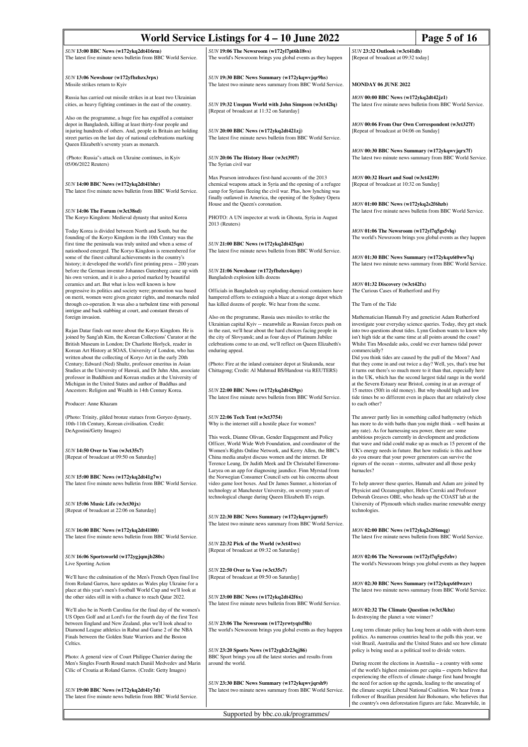*SUN* **13:00 BBC News (w172ykq2dt416rm)**
The latest five minute news bulletin from BBC World Service.

*SUN* **13:06 Newshour (w172yfbzhzx3rpx)**
Missile strikes return to Kyiv

Russia has carried out missile strikes in at least two Ukrainian cities, as heavy fighting continues in the east of the country.

Also on the programme, a huge fire has engulfed a container depot in Bangladesh, killing at least thirty-four people and injuring hundreds of others. And, people in Britain are holding street parties on the last day of national celebrations marking Queen Elizabeth's seventy years as monarch.

(Photo: Russia''s attack on Ukraine continues, in Kyiv 05/06/2022 Reuters)

*SUN* **14:00 BBC News (w172ykq2dt41bhr)**
The latest five minute news bulletin from BBC World Service.

*SUN* **14:06 The Forum (w3ct38sd)**
The Koryo Kingdom: Medieval dynasty that united Korea

Today Korea is divided between North and South, but the founding of the Koryo Kingdom in the 10th Century was the first time the peninsula was truly united and when a sense of nationhood emerged. The Koryo Kingdom is remembered for some of the finest cultural achievements in the country's history; it developed the world's first printing press – 200 years before the German inventor Johannes Gutenberg came up with his own version, and it is also a period marked by beautiful ceramics and art. But what is less well known is how progressive its politics and society were; promotion was based on merit, women were given greater rights, and monarchs ruled through co-operation. It was also a turbulent time with personal intrigue and back stabbing at court, and constant threats of foreign invasion.

Rajan Datar finds out more about the Koryo Kingdom. He is joined by Sang'ah Kim, the Korean Collections' Curator at the British Museum in London; Dr Charlotte Horlyck, reader in Korean Art History at SOAS, University of London, who has written about the collecting of Koryo Art in the early 20th Century; Edward (Ned) Shultz, professor emeritus in Asian Studies at the University of Hawaii, and Dr Juhn Ahn, associate professor in Buddhism and Korean studies at the University of Michigan in the United States and author of Buddhas and Ancestors: Religion and Wealth in 14th Century Korea.

Producer: Anne Khazam

(Photo: Trinity, gilded bronze statues from Goryeo dynasty, 10th-11th Century, Korean civilisation. Credit: DeAgostini/Getty Images)

*SUN* **14:50 Over to You (w3ct35s7)**
[Repeat of broadcast at 09:50 on Saturday]

*SUN* **15:00 BBC News (w172ykq2dt41g7w)**
The latest five minute news bulletin from BBC World Service.

*SUN* **15:06 Music Life (w3ct30jx)**
[Repeat of broadcast at 22:06 on Saturday]

*SUN* **16:00 BBC News (w172ykq2dt41l00)**
The latest five minute news bulletin from BBC World Service.

*SUN* **16:06 Sportsworld (w172ygjqmjb280s)**
Live Sporting Action

We'll have the culmination of the Men's French Open final live from Roland Garros, have updates as Wales play Ukraine for a place at this year's men's football World Cup and we'll look at the other sides still in with a chance to reach Qatar 2022.

We'll also be in North Carolina for the final day of the women's US Open Golf and at Lord's for the fourth day of the first Test between England and New Zealand, plus we'll look ahead to Diamond League athletics in Rabat and Game 2 of the NBA Finals between the Golden State Warriors and the Boston Celtics.

Photo: A general view of Court Philippe Chatrier during the Men's Singles Fourth Round match Daniil Medvedev and Marin Cilic of Croatia at Roland Garros. (Credit: Getty Images)

*SUN* **19:00 BBC News (w172ykq2dt41y7d)**
The latest five minute news bulletin from BBC World Service.

*SUN* **19:06 The Newsroom (w172yl7pt6h18vs)**
The world's Newsroom brings you global events as they happen

*SUN* **19:30 BBC News Summary (w172ykqwvjqr9hs)**
The latest two minute news summary from BBC World Service.

*SUN* **19:32 Unspun World with John Simpson (w3ct42lq)**
[Repeat of broadcast at 11:32 on Saturday]

*SUN* **20:00 BBC News (w172ykq2dt421zj)**
The latest five minute news bulletin from BBC World Service.

*SUN* **20:06 The History Hour (w3ct39l7)**
The Syrian civil war

Max Pearson introduces first-hand accounts of the 2013 chemical weapons attack in Syria and the opening of a refugee camp for Syrians fleeing the civil war. Plus, how lynching was finally outlawed in America, the opening of the Sydney Opera House and the Queen's coronation.

PHOTO: A UN inspector at work in Ghouta, Syria in August 2013 (Reuters)

*SUN* **21:00 BBC News (w172ykq2dt425qn)**
The latest five minute news bulletin from BBC World Service.

*SUN* **21:06 Newshour (w172yfbzhzx4qny)**
Bangladesh explosion kills dozens

Officials in Bangladesh say exploding chemical containers have hampered efforts to extinguish a blaze at a storage depot which has killed dozens of people. We hear from the scene.

Also on the programme, Russia uses missiles to strike the Ukrainian capital Kyiv -- meanwhile as Russian forces push on in the east, we'll hear about the hard choices facing people in the city of Slovyansk; and as four days of Platinum Jubilee celebrations come to an end, we'll reflect on Queen Elizabeth's enduring appeal.

(Photo: Fire at the inland container depot at Sitakunda, near Chittagong; Credit: Al Mahmud BS/Handout via REUTERS)

*SUN* **22:00 BBC News (w172ykq2dt429gs)**
The latest five minute news bulletin from BBC World Service.

*SUN* **22:06 Tech Tent (w3ct3754)**
Why is the internet still a hostile place for women?

This week, Dianne Olivan, Gender Engagement and Policy Officer, World Wide Web Foundation, and coordinator of the Women's Rights Online Network, and Kerry Allen, the BBC's China media analyst discuss women and the internet. Dr Terence Leung, Dr Judith Meek and Dr Christabel Enweronu-Laryea on an app for diagnosing jaundice. Finn Myrstad from the Norwegian Consumer Council sets out his concerns about video game loot boxes. And Dr James Sumner, a historian of technology at Manchester University, on seventy years of technological change during Queen Elizabeth II's reign.

*SUN* **22:30 BBC News Summary (w172ykqwvjqrnr5)**
The latest two minute news summary from BBC World Service.

*SUN* **22:32 Pick of the World (w3ct41ws)**
[Repeat of broadcast at 09:32 on Saturday]

*SUN* **22:50 Over to You (w3ct35s7)**
[Repeat of broadcast at 09:50 on Saturday]

*SUN* **23:00 BBC News (w172ykq2dt42f6x)**
The latest five minute news bulletin from BBC World Service.

*SUN* **23:06 The Newsroom (w172yrwtyqtsf8h)**
The world's Newsroom brings you global events as they happen

*SUN* **23:20 Sports News (w172ygh2r23qj86)**
BBC Sport brings you all the latest stories and results from around the world.

*SUN* **23:30 BBC News Summary (w172ykqwvjqrsh9)**
The latest two minute news summary from BBC World Service.

*SUN* **23:32 Outlook (w3ct41dh)**
[Repeat of broadcast at 09:32 today]

## MONDAY 06 JUNE 2022

*MON* **00:00 BBC News (w172ykq2dt42jz1)**
The latest five minute news bulletin from BBC World Service.

*MON* **00:06 From Our Own Correspondent (w3ct327f)**
[Repeat of broadcast at 04:06 on Sunday]

*MON* **00:30 BBC News Summary (w172ykqwvjqrx7f)**
The latest two minute news summary from BBC World Service.

*MON* **00:32 Heart and Soul (w3ct4239)**
[Repeat of broadcast at 10:32 on Sunday]

*MON* **01:00 BBC News (w172ykq2s2f6hzb)**
The latest five minute news bulletin from BBC World Service.

*MON* **01:06 The Newsroom (w172yl7q5gs5vlq)**
The world's Newsroom brings you global events as they happen

*MON* **01:30 BBC News Summary (w172ykqx6t0ww7q)**
The latest two minute news summary from BBC World Service.

*MON* **01:32 Discovery (w3ct42fx)**
The Curious Cases of Rutherford and Fry

The Turn of the Tide

Mathematician Hannah Fry and geneticist Adam Rutherford investigate your everyday science queries. Today, they get stuck into two questions about tides. Lynn Godson wants to know why isn't high tide at the same time at all points around the coast? Whilst Tim Mosedale asks, could we ever harness tidal power commercially?
Did you think tides are caused by the pull of the Moon? And that they come in and out twice a day? Well, yes, that's true but it turns out there's so much more to it than that, especially here in the UK, which has the second largest tidal range in the world at the Severn Estuary near Bristol, coming in at an average of 15 metres (50ft in old money). But why should high and low tide times be so different even in places that are relatively close to each other?

The answer partly lies in something called bathymetry (which has more to do with baths than you might think – well basins at any rate). As for harnessing sea power, there are some ambitious projects currently in development and predictions that wave and tidal could make up as much as 15 percent of the UK's energy needs in future. But how realistic is this and how do you ensure that your power generators can survive the rigours of the ocean – storms, saltwater and all those pesky barnacles?

To help answer these queries, Hannah and Adam are joined by Physicist and Oceanographer, Helen Czerski and Professor Deborah Greaves OBE, who heads up the COAST lab at the University of Plymouth which studies marine renewable energy technologies.

*MON* **02:00 BBC News (w172ykq2s2f6mqg)**
The latest five minute news bulletin from BBC World Service.

*MON* **02:06 The Newsroom (w172yl7q5gs5zbv)**
The world's Newsroom brings you global events as they happen

*MON* **02:30 BBC News Summary (w172ykqx6t0wzzv)**
The latest two minute news summary from BBC World Service.

*MON* **02:32 The Climate Question (w3ct3khz)**
Is destroying the planet a vote winner?

Long term climate policy has long been at odds with short-term politics. As numerous countries head to the polls this year, we visit Brazil, Australia and the United States and see how climate policy is being used as a political tool to divide voters.

During recent the elections in Australia – a country with some of the world's highest emissions per capita – experts believe that experiencing the effects of climate change first hand brought the need for action up the agenda, leading to the unseating of the climate sceptic Liberal National Coalition. We hear from a follower of Brazilian president Jair Bolsonaro, who believes that the country's own deforestation figures are fake. Meanwhile, in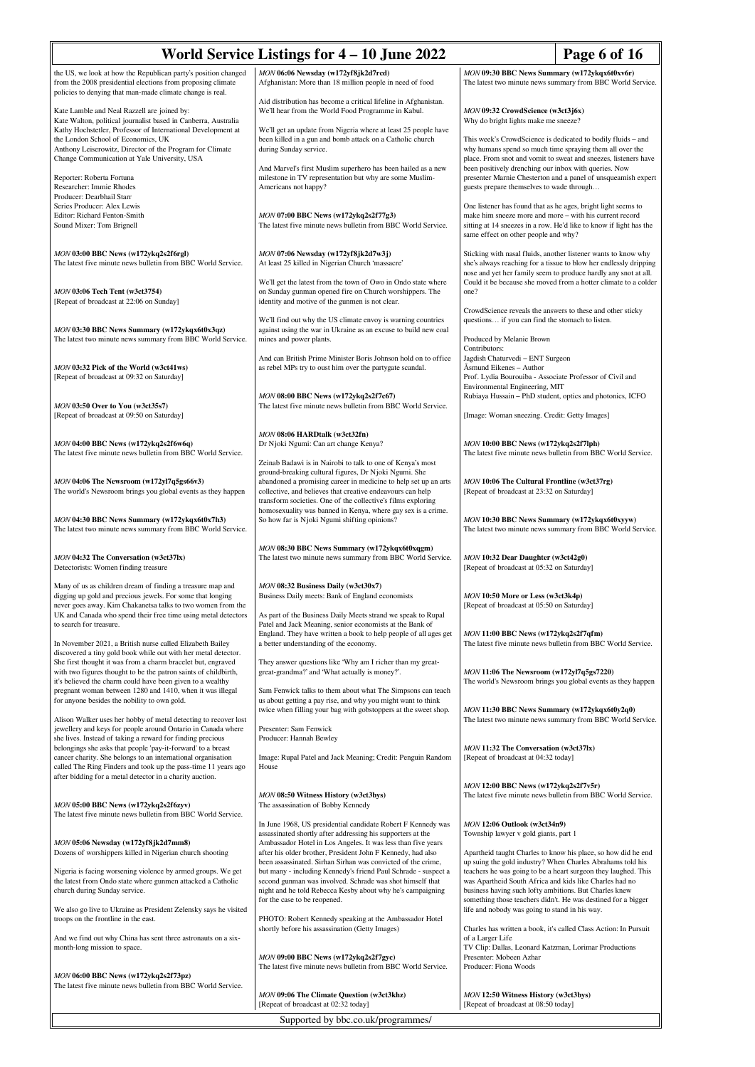the US, we look at how the Republican party's position changed from the 2008 presidential elections from proposing climate policies to denying that man-made climate change is real.

Kate Lamble and Neal Razzell are joined by:
Kate Walton, political journalist based in Canberra, Australia
Kathy Hochstetler, Professor of International Development at the London School of Economics, UK
Anthony Leiserowitz, Director of the Program for Climate Change Communication at Yale University, USA

Reporter: Roberta Fortuna
Researcher: Immie Rhodes
Producer: Dearbhail Starr
Series Producer: Alex Lewis
Editor: Richard Fenton-Smith
Sound Mixer: Tom Brignell

### *MON* 03:00 BBC News (w172ykq2s2f6rgl)
The latest five minute news bulletin from BBC World Service.

### *MON* 03:06 Tech Tent (w3ct3754)
[Repeat of broadcast at 22:06 on Sunday]

### *MON* 03:30 BBC News Summary (w172ykqx6t0x3qz)
The latest two minute news summary from BBC World Service.

### *MON* 03:32 Pick of the World (w3ct41ws)
[Repeat of broadcast at 09:32 on Saturday]

### *MON* 03:50 Over to You (w3ct35s7)
[Repeat of broadcast at 09:50 on Saturday]

### *MON* 04:00 BBC News (w172ykq2s2f6w6q)
The latest five minute news bulletin from BBC World Service.

### *MON* 04:06 The Newsroom (w172yl7q5gs66v3)
The world's Newsroom brings you global events as they happen

### *MON* 04:30 BBC News Summary (w172ykqx6t0x7h3)
The latest two minute news summary from BBC World Service.

### *MON* 04:32 The Conversation (w3ct37lx)
Detectorists: Women finding treasure

Many of us as children dream of finding a treasure map and digging up gold and precious jewels. For some that longing never goes away. Kim Chakanetsa talks to two women from the UK and Canada who spend their free time using metal detectors to search for treasure.

In November 2021, a British nurse called Elizabeth Bailey discovered a tiny gold book while out with her metal detector. She first thought it was from a charm bracelet but, engraved with two figures thought to be the patron saints of childbirth, it's believed the charm could have been given to a wealthy pregnant woman between 1280 and 1410, when it was illegal for anyone besides the nobility to own gold.

Alison Walker uses her hobby of metal detecting to recover lost jewellery and keys for people around Ontario in Canada where she lives. Instead of taking a reward for finding precious belongings she asks that people 'pay-it-forward' to a breast cancer charity. She belongs to an international organisation called The Ring Finders and took up the pass-time 11 years ago after bidding for a metal detector in a charity auction.

### *MON* 05:00 BBC News (w172ykq2s2f6zyv)
The latest five minute news bulletin from BBC World Service.

### *MON* 05:06 Newsday (w172yf8jk2d7mm8)
Dozens of worshippers killed in Nigerian church shooting

Nigeria is facing worsening violence by armed groups. We get the latest from Ondo state where gunmen attacked a Catholic church during Sunday service.

We also go live to Ukraine as President Zelensky says he visited troops on the frontline in the east.

And we find out why China has sent three astronauts on a six-month-long mission to space.

### *MON* 06:00 BBC News (w172ykq2s2f73pz)
The latest five minute news bulletin from BBC World Service.

### *MON* 06:06 Newsday (w172yf8jk2d7rcd)
Afghanistan: More than 18 million people in need of food

Aid distribution has become a critical lifeline in Afghanistan. We'll hear from the World Food Programme in Kabul.

We'll get an update from Nigeria where at least 25 people have been killed in a gun and bomb attack on a Catholic church during Sunday service.

And Marvel's first Muslim superhero has been hailed as a new milestone in TV representation but why are some Muslim-Americans not happy?

### *MON* 07:00 BBC News (w172ykq2s2f77g3)
The latest five minute news bulletin from BBC World Service.

### *MON* 07:06 Newsday (w172yf8jk2d7w3j)
At least 25 killed in Nigerian Church 'massacre'

We'll get the latest from the town of Owo in Ondo state where on Sunday gunman opened fire on Church worshippers. The identity and motive of the gunmen is not clear.

We'll find out why the US climate envoy is warning countries against using the war in Ukraine as an excuse to build new coal mines and power plants.

And can British Prime Minister Boris Johnson hold on to office as rebel MPs try to oust him over the partygate scandal.

### *MON* 08:00 BBC News (w172ykq2s2f7c67)
The latest five minute news bulletin from BBC World Service.

### *MON* 08:06 HARDtalk (w3ct32fn)
Dr Njoki Ngumi: Can art change Kenya?

Zeinab Badawi is in Nairobi to talk to one of Kenya's most ground-breaking cultural figures, Dr Njoki Ngumi. She abandoned a promising career in medicine to help set up an arts collective, and believes that creative endeavours can help transform societies. One of the collective's films exploring homosexuality was banned in Kenya, where gay sex is a crime. So how far is Njoki Ngumi shifting opinions?

### *MON* 08:30 BBC News Summary (w172ykqx6t0xqgm)
The latest two minute news summary from BBC World Service.

### *MON* 08:32 Business Daily (w3ct30x7)
Business Daily meets: Bank of England economists

As part of the Business Daily Meets strand we speak to Rupal Patel and Jack Meaning, senior economists at the Bank of England. They have written a book to help people of all ages get a better understanding of the economy.

They answer questions like 'Why am I richer than my great-great-grandma?' and 'What actually is money?'.

Sam Fenwick talks to them about what The Simpsons can teach us about getting a pay rise, and why you might want to think twice when filling your bag with gobstoppers at the sweet shop.

Presenter: Sam Fenwick
Producer: Hannah Bewley

Image: Rupal Patel and Jack Meaning; Credit: Penguin Random House

### *MON* 08:50 Witness History (w3ct3bys)
The assassination of Bobby Kennedy

In June 1968, US presidential candidate Robert F Kennedy was assassinated shortly after addressing his supporters at the Ambassador Hotel in Los Angeles. It was less than five years after his older brother, President John F Kennedy, had also been assassinated. Sirhan Sirhan was convicted of the crime, but many - including Kennedy's friend Paul Schrade - suspect a second gunman was involved. Schrade was shot himself that night and he told Rebecca Kesby about why he's campaigning for the case to be reopened.

PHOTO: Robert Kennedy speaking at the Ambassador Hotel shortly before his assassination (Getty Images)

### *MON* 09:00 BBC News (w172ykq2s2f7gyc)
The latest five minute news bulletin from BBC World Service.

### *MON* 09:06 The Climate Question (w3ct3khz)
[Repeat of broadcast at 02:32 today]

### *MON* 09:30 BBC News Summary (w172ykqx6t0xv6r)
The latest two minute news summary from BBC World Service.

### *MON* 09:32 CrowdScience (w3ct3j6x)
Why do bright lights make me sneeze?

This week's CrowdScience is dedicated to bodily fluids – and why humans spend so much time spraying them all over the place. From snot and vomit to sweat and sneezes, listeners have been positively drenching our inbox with queries. Now presenter Marnie Chesterton and a panel of unsqueamish expert guests prepare themselves to wade through…

One listener has found that as he ages, bright light seems to make him sneeze more and more – with his current record sitting at 14 sneezes in a row. He'd like to know if light has the same effect on other people and why?

Sticking with nasal fluids, another listener wants to know why she's always reaching for a tissue to blow her endlessly dripping nose and yet her family seem to produce hardly any snot at all. Could it be because she moved from a hotter climate to a colder one?

CrowdScience reveals the answers to these and other sticky questions… if you can find the stomach to listen.

Produced by Melanie Brown
Contributors:
Jagdish Chaturvedi – ENT Surgeon
Åsmund Eikenes – Author
Prof. Lydia Bourouiba - Associate Professor of Civil and Environmental Engineering, MIT
Rubiaya Hussain – PhD student, optics and photonics, ICFO

[Image: Woman sneezing. Credit: Getty Images]

### *MON* 10:00 BBC News (w172ykq2s2f7lph)
The latest five minute news bulletin from BBC World Service.

### *MON* 10:06 The Cultural Frontline (w3ct37rg)
[Repeat of broadcast at 23:32 on Saturday]

### *MON* 10:30 BBC News Summary (w172ykqx6t0xyyw)
The latest two minute news summary from BBC World Service.

### *MON* 10:32 Dear Daughter (w3ct42g0)
[Repeat of broadcast at 05:32 on Saturday]

### *MON* 10:50 More or Less (w3ct3k4p)
[Repeat of broadcast at 05:50 on Saturday]

### *MON* 11:00 BBC News (w172ykq2s2f7qfm)
The latest five minute news bulletin from BBC World Service.

### *MON* 11:06 The Newsroom (w172yl7q5gs7220)
The world's Newsroom brings you global events as they happen

### *MON* 11:30 BBC News Summary (w172ykqx6t0y2q0)
The latest two minute news summary from BBC World Service.

### *MON* 11:32 The Conversation (w3ct37lx)
[Repeat of broadcast at 04:32 today]

### *MON* 12:00 BBC News (w172ykq2s2f7v5r)
The latest five minute news bulletin from BBC World Service.

### *MON* 12:06 Outlook (w3ct34n9)
Township lawyer v gold giants, part 1

Apartheid taught Charles to know his place, so how did he end up suing the gold industry? When Charles Abrahams told his teachers he was going to be a heart surgeon they laughed. This was Apartheid South Africa and kids like Charles had no business having such lofty ambitions. But Charles knew something those teachers didn't. He was destined for a bigger life and nobody was going to stand in his way.

Charles has written a book, it's called Class Action: In Pursuit of a Larger Life
TV Clip: Dallas, Leonard Katzman, Lorimar Productions
Presenter: Mobeen Azhar
Producer: Fiona Woods

### *MON* 12:50 Witness History (w3ct3bys)
[Repeat of broadcast at 08:50 today]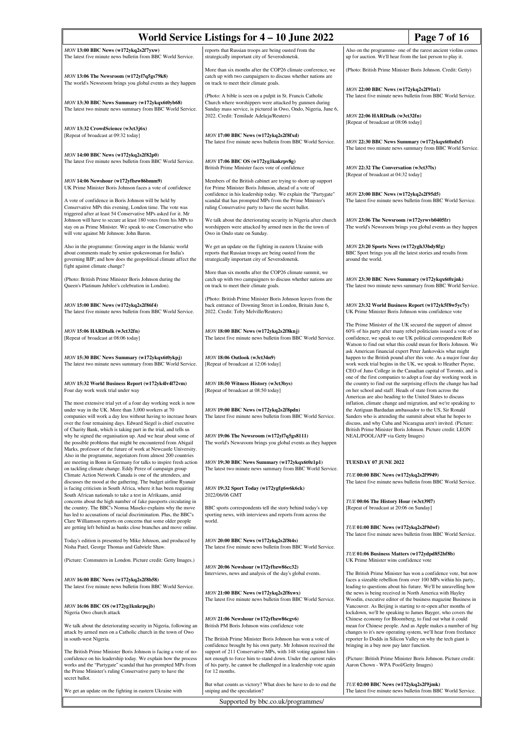*MON* **13:00 BBC News (w172ykq2s2f7yxw)**
The latest five minute news bulletin from BBC World Service.

*MON* **13:06 The Newsroom (w172yl7q5gs79k8)**
The world's Newsroom brings you global events as they happen

*MON* **13:30 BBC News Summary (w172ykqx6t0yb68)**
The latest two minute news summary from BBC World Service.

*MON* **13:32 CrowdScience (w3ct3j6x)**
[Repeat of broadcast at 09:32 today]

*MON* **14:00 BBC News (w172ykq2s2f82p0)**
The latest five minute news bulletin from BBC World Service.

*MON* **14:06 Newshour (w172yfbzw86bmm9)**
UK Prime Minister Boris Johnson faces a vote of confidence

A vote of confidence in Boris Johnson will be held by Conservative MPs this evening, London time. The vote was triggered after at least 54 Conservative MPs asked for it. Mr Johnson will have to secure at least 180 votes from his MPs to stay on as Prime Minister. We speak to one Conservative who will vote against Mr Johnson: John Baron.

Also in the programme: Growing anger in the Islamic world about comments made by senior spokeswoman for India's governing BJP; and how does the geopolitical climate affect the fight against climate change?

(Photo: British Prime Minister Boris Johnson during the Queen's Platinum Jubilee's celebration in London).

*MON* **15:00 BBC News (w172ykq2s2f86f4)**
The latest five minute news bulletin from BBC World Service.

*MON* **15:06 HARDtalk (w3ct32fn)**
[Repeat of broadcast at 08:06 today]

*MON* **15:30 BBC News Summary (w172ykqx6t0ykpj)**
The latest two minute news summary from BBC World Service.

*MON* **15:32 World Business Report (w172yk4lv4l72vm)**
Four day work week trial under way

The most extensive trial yet of a four day working week is now under way in the UK. More than 3,000 workers at 70 companies will work a day less without having to increase hours over the four remaining days. Edward Siegel is chief executive of Charity Bank, which is taking part in the trial, and tells us why he signed the organisation up. And we hear about some of the possible problems that might be encountered from Abigail Marks, professor of the future of work at Newcastle University. Also in the programme, negotiators from almost 200 countries are meeting in Bonn in Germany for talks to inspire fresh action on tackling climate change. Eddy Perez of campaign group Climate Action Network Canada is one of the attendees, and discusses the mood at the gathering. The budget airline Ryanair is facing criticism in South Africa, where it has been requiring South African nationals to take a test in Afrikaans, amid concerns about the high number of fake passports circulating in the country. The BBC's Nomsa Maseko explains why the move has led to accusations of racial discrimination. Plus, the BBC's Clare Williamson reports on concerns that some older people are getting left behind as banks close branches and move online.

Today's edition is presented by Mike Johnson, and produced by Nisha Patel, George Thomas and Gabriele Shaw.

(Picture: Commuters in London. Picture credit: Getty Images.)

*MON* **16:00 BBC News (w172ykq2s2f8b58)**
The latest five minute news bulletin from BBC World Service.

*MON* **16:06 BBC OS (w172yg1knkrpqjb)**
Nigeria Owo church attack

We talk about the deteriorating security in Nigeria, following an attack by armed men on a Catholic church in the town of Owo in south-west Nigeria.

The British Prime Minister Boris Johnson is facing a vote of no-confidence on his leadership today. We explain how the process works and the "Partygate" scandal that has prompted MPs from the Prime Minister's ruling Conservative party to have the secret ballot.

We get an update on the fighting in eastern Ukraine with reports that Russian troops are being ousted from the strategically important city of Severodonetsk.

More than six months after the COP26 climate conference, we catch up with two campaigners to discuss whether nations are on track to meet their climate goals.

(Photo: A bible is seen on a pulpit in St. Francis Catholic Church where worshippers were attacked by gunmen during Sunday mass service, is pictured in Owo, Ondo, Nigeria, June 6, 2022. Credit: Temilade Adelaja/Reuters)

*MON* **17:00 BBC News (w172ykq2s2f8fxd)**
The latest five minute news bulletin from BBC World Service.

*MON* **17:06 BBC OS (w172yg1knkrpv8g)**
British Prime Minister faces vote of confidence

Members of the British cabinet are trying to shore up support for Prime Minister Boris Johnson, ahead of a vote of confidence in his leadership today. We explain the "Partygate" scandal that has prompted MPs from the Prime Minister's ruling Conservative party to have the secret ballot.

We talk about the deteriorating security in Nigeria after church worshippers were attacked by armed men in the the town of Owo in Ondo state on Sunday.

We get an update on the fighting in eastern Ukraine with reports that Russian troops are being ousted from the strategically important city of Severodonetsk.

More than six months after the COP26 climate summit, we catch up with two campaigners to discuss whether nations are on track to meet their climate goals.

(Photo: British Prime Minister Boris Johnson leaves from the back entrance of Downing Street in London, Britain June 6, 2022. Credit: Toby Melville/Reuters)

*MON* **18:00 BBC News (w172ykq2s2f8knj)**
The latest five minute news bulletin from BBC World Service.

*MON* **18:06 Outlook (w3ct34n9)**
[Repeat of broadcast at 12:06 today]

*MON* **18:50 Witness History (w3ct3bys)**
[Repeat of broadcast at 08:50 today]

*MON* **19:00 BBC News (w172ykq2s2f8pdn)**
The latest five minute news bulletin from BBC World Service.

*MON* **19:06 The Newsroom (w172yl7q5gs8111)**
The world's Newsroom brings you global events as they happen

*MON* **19:30 BBC News Summary (w172ykqx6t0z1p1)**
The latest two minute news summary from BBC World Service.

*MON* **19:32 Sport Today (w172ygfg6w6k6ck)**
2022/06/06 GMT

BBC sports correspondents tell the story behind today's top sporting news, with interviews and reports from across the world.

*MON* **20:00 BBC News (w172ykq2s2f8t4s)**
The latest five minute news bulletin from BBC World Service.

*MON* **20:06 Newshour (w172yfbzw86cc32)**
Interviews, news and analysis of the day's global events.

*MON* **21:00 BBC News (w172ykq2s2f8xwx)**
The latest five minute news bulletin from BBC World Service.

*MON* **21:06 Newshour (w172yfbzw86cgv6)**
British PM Boris Johnson wins confidence vote

The British Prime Minister Boris Johnson has won a vote of confidence brought by his own party. Mr Johnson received the support of 211 Conservative MPs, with 148 voting against him - not enough to force him to stand down. Under the current rules of his party, he cannot be challenged in a leadership vote again for 12 months.

But what counts as victory? What does he have to do to end the sniping and the speculation?

Also on the programme- one of the rarest ancient violins comes up for auction. We'll hear from the last person to play it.

(Photo: British Prime Minister Boris Johnson. Credit: Getty)

*MON* **22:00 BBC News (w172ykq2s2f91n1)**
The latest five minute news bulletin from BBC World Service.

*MON* **22:06 HARDtalk (w3ct32fn)**
[Repeat of broadcast at 08:06 today]

*MON* **22:30 BBC News Summary (w172ykqx6t0zdxf)**
The latest two minute news summary from BBC World Service.

*MON* **22:32 The Conversation (w3ct37lx)**
[Repeat of broadcast at 04:32 today]

*MON* **23:00 BBC News (w172ykq2s2f95d5)**
The latest five minute news bulletin from BBC World Service.

*MON* **23:06 The Newsroom (w172yrwvb0405fr)**
The world's Newsroom brings you global events as they happen

*MON* **23:20 Sports News (w172ygh33bdy8fg)**
BBC Sport brings you all the latest stories and results from around the world.

*MON* **23:30 BBC News Summary (w172ykqx6t0zjnk)**
The latest two minute news summary from BBC World Service.

*MON* **23:32 World Business Report (w172yk5f8w5yc7y)**
UK Prime Minister Boris Johnson wins confidence vote

The Prime Minister of the UK secured the support of almost 60% of his party after many rebel politicians issued a vote of no confidence, we speak to our UK political correspondent Rob Watson to find out what this could mean for Boris Johnson. We ask American financial expert Peter Jankovskis what might happen to the British pound after this vote. As a major four day work week trial begins in the UK, we speak to Heather Payne, CEO of Juno College in the Canadian capital of Toronto, and is one of the first companies to adopt a four day working week in the country to find out the surprising effects the change has had on her school and staff. Heads of state from across the Americas are also heading to the United States to discuss inflation, climate change and migration, and we're speaking to the Antiguan Barbudan ambassador to the US, Sir Ronald Sanders who is attending the summit about what he hopes to discuss, and why Cuba and Nicaragua aren't invited. (Picture: British Prime Minister Boris Johnson. Picture credit: LEON NEAL/POOL/AFP via Getty Images)

## TUESDAY 07 JUNE 2022

*TUE* **00:00 BBC News (w172ykq2s2f9949)**
The latest five minute news bulletin from BBC World Service.

*TUE* **00:06 The History Hour (w3ct39l7)**
[Repeat of broadcast at 20:06 on Sunday]

*TUE* **01:00 BBC News (w172ykq2s2f9dwf)**
The latest five minute news bulletin from BBC World Service.

*TUE* **01:06 Business Matters (w172ydpd852bf8b)**
UK Prime Minister wins confidence vote

The British Prime Minister has won a confidence vote, but now faces a sizeable rebellion from over 100 MPs within his party, leading to questions about his future. We'll be unravelling how the news is being received in North America with Hayley Woodin, executive editor of the business magazine Business in Vancouver. As Beijing is starting to re-open after months of lockdown, we'll be speaking to James Bayger, who covers the Chinese economy for Bloomberg, to find out what it could mean for Chinese people. And as Apple makes a number of big changes to it's new operating system, we'll hear from freelance reporter Io Dodds in Silicon Valley on why the tech giant is bringing in a buy now pay later function.

(Picture: British Prime Minister Boris Johnson. Picture credit: Aaron Chown - WPA Pool/Getty Images)

*TUE* **02:00 BBC News (w172ykq2s2f9jmk)**
The latest five minute news bulletin from BBC World Service.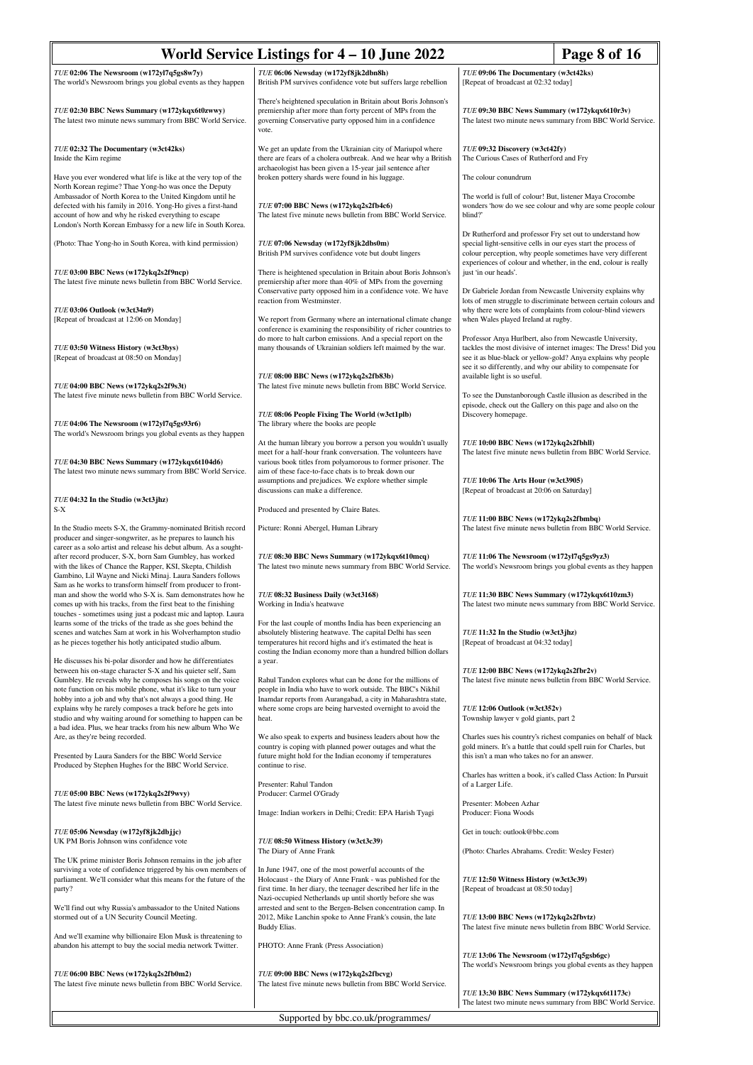# World Service Listings for 4 – 10 June 2022

*TUE* **02:06 The Newsroom (w172yl7q5gs8w7y)**
The world's Newsroom brings you global events as they happen

*TUE* **02:30 BBC News Summary (w172ykqx6t0zwwy)**
The latest two minute news summary from BBC World Service.

*TUE* **02:32 The Documentary (w3ct42ks)**
Inside the Kim regime

Have you ever wondered what life is like at the very top of the North Korean regime? Thae Yong-ho was once the Deputy Ambassador of North Korea to the United Kingdom until he defected with his family in 2016. Yong-Ho gives a first-hand account of how and why he risked everything to escape London's North Korean Embassy for a new life in South Korea.

(Photo: Thae Yong-ho in South Korea, with kind permission)

*TUE* **03:00 BBC News (w172ykq2s2f9ncp)**
The latest five minute news bulletin from BBC World Service.

*TUE* **03:06 Outlook (w3ct34n9)**
[Repeat of broadcast at 12:06 on Monday]

*TUE* **03:50 Witness History (w3ct3bys)**
[Repeat of broadcast at 08:50 on Monday]

*TUE* **04:00 BBC News (w172ykq2s2f9s3t)**
The latest five minute news bulletin from BBC World Service.

*TUE* **04:06 The Newsroom (w172yl7q5gs93r6)**
The world's Newsroom brings you global events as they happen

*TUE* **04:30 BBC News Summary (w172ykqx6t104d6)**
The latest two minute news summary from BBC World Service.

*TUE* **04:32 In the Studio (w3ct3jhz)**
S-X

In the Studio meets S-X, the Grammy-nominated British record producer and singer-songwriter, as he prepares to launch his career as a solo artist and release his debut album. As a sought-after record producer, S-X, born Sam Gumbley, has worked with the likes of Chance the Rapper, KSI, Skepta, Childish Gambino, Lil Wayne and Nicki Minaj. Laura Sanders follows Sam as he works to transform himself from producer to front-man and show the world who S-X is. Sam demonstrates how he comes up with his tracks, from the first beat to the finishing touches - sometimes using just a podcast mic and laptop. Laura learns some of the tricks of the trade as she goes behind the scenes and watches Sam at work in his Wolverhampton studio as he pieces together his hotly anticipated studio album.

He discusses his bi-polar disorder and how he differentiates between his on-stage character S-X and his quieter self, Sam Gumbley. He reveals why he composes his songs on the voice note function on his mobile phone, what it's like to turn your hobby into a job and why that's not always a good thing. He explains why he rarely composes a track before he gets into studio and why waiting around for something to happen can be a bad idea. Plus, we hear tracks from his new album Who We Are, as they're being recorded.

Presented by Laura Sanders for the BBC World Service
Produced by Stephen Hughes for the BBC World Service.

*TUE* **05:00 BBC News (w172ykq2s2f9wvy)**
The latest five minute news bulletin from BBC World Service.

*TUE* **05:06 Newsday (w172yf8jk2dbjjc)**
UK PM Boris Johnson wins confidence vote

The UK prime minister Boris Johnson remains in the job after surviving a vote of confidence triggered by his own members of parliament. We'll consider what this means for the future of the party?

We'll find out why Russia's ambassador to the United Nations stormed out of a UN Security Council Meeting.

And we'll examine why billionaire Elon Musk is threatening to abandon his attempt to buy the social media network Twitter.

*TUE* **06:00 BBC News (w172ykq2s2fb0m2)**
The latest five minute news bulletin from BBC World Service.

*TUE* **06:06 Newsday (w172yf8jk2dbn8h)**
British PM survives confidence vote but suffers large rebellion

There's heightened speculation in Britain about Boris Johnson's premiership after more than forty percent of MPs from the governing Conservative party opposed him in a confidence vote.

We get an update from the Ukrainian city of Mariupol where there are fears of a cholera outbreak. And we hear why a British archaeologist has been given a 15-year jail sentence after broken pottery shards were found in his luggage.

*TUE* **07:00 BBC News (w172ykq2s2fb4c6)**
The latest five minute news bulletin from BBC World Service.

*TUE* **07:06 Newsday (w172yf8jk2dbs0m)**
British PM survives confidence vote but doubt lingers

There is heightened speculation in Britain about Boris Johnson's premiership after more than 40% of MPs from the governing Conservative party opposed him in a confidence vote. We have reaction from Westminster.

We report from Germany where an international climate change conference is examining the responsibility of richer countries to do more to halt carbon emissions. And a special report on the many thousands of Ukrainian soldiers left maimed by the war.

*TUE* **08:00 BBC News (w172ykq2s2fb83b)**
The latest five minute news bulletin from BBC World Service.

*TUE* **08:06 People Fixing The World (w3ct1plb)**
The library where the books are people

At the human library you borrow a person you wouldn't usually meet for a half-hour frank conversation. The volunteers have various book titles from polyamorous to former prisoner. The aim of these face-to-face chats is to break down our assumptions and prejudices. We explore whether simple discussions can make a difference.

Produced and presented by Claire Bates.

Picture: Ronni Abergel, Human Library

*TUE* **08:30 BBC News Summary (w172ykqx6t10mcq)**
The latest two minute news summary from BBC World Service.

*TUE* **08:32 Business Daily (w3ct3168)**
Working in India's heatwave

For the last couple of months India has been experiencing an absolutely blistering heatwave. The capital Delhi has seen temperatures hit record highs and it's estimated the heat is costing the Indian economy more than a hundred billion dollars a year.

Rahul Tandon explores what can be done for the millions of people in India who have to work outside. The BBC's Nikhil Inamdar reports from Aurangabad, a city in Maharashtra state, where some crops are being harvested overnight to avoid the heat.

We also speak to experts and business leaders about how the country is coping with planned power outages and what the future might hold for the Indian economy if temperatures continue to rise.

Presenter: Rahul Tandon
Producer: Carmel O'Grady

Image: Indian workers in Delhi; Credit: EPA Harish Tyagi

*TUE* **08:50 Witness History (w3ct3c39)**
The Diary of Anne Frank

In June 1947, one of the most powerful accounts of the Holocaust - the Diary of Anne Frank - was published for the first time. In her diary, the teenager described her life in the Nazi-occupied Netherlands up until shortly before she was arrested and sent to the Bergen-Belsen concentration camp. In 2012, Mike Lanchin spoke to Anne Frank's cousin, the late Buddy Elias.

PHOTO: Anne Frank (Press Association)

*TUE* **09:00 BBC News (w172ykq2s2fbcvg)**
The latest five minute news bulletin from BBC World Service.

*TUE* **09:06 The Documentary (w3ct42ks)**
[Repeat of broadcast at 02:32 today]

*TUE* **09:30 BBC News Summary (w172ykqx6t10r3v)**
The latest two minute news summary from BBC World Service.

*TUE* **09:32 Discovery (w3ct42fy)**
The Curious Cases of Rutherford and Fry

The colour conundrum

The world is full of colour! But, listener Maya Crocombe wonders 'how do we see colour and why are some people colour blind?'

Dr Rutherford and professor Fry set out to understand how special light-sensitive cells in our eyes start the process of colour perception, why people sometimes have very different experiences of colour and whether, in the end, colour is really just 'in our heads'.

Dr Gabriele Jordan from Newcastle University explains why lots of men struggle to discriminate between certain colours and why there were lots of complaints from colour-blind viewers when Wales played Ireland at rugby.

Professor Anya Hurlbert, also from Newcastle University, tackles the most divisive of internet images: The Dress! Did you see it as blue-black or yellow-gold? Anya explains why people see it so differently, and why our ability to compensate for available light is so useful.

To see the Dunstanborough Castle illusion as described in the episode, check out the Gallery on this page and also on the Discovery homepage.

*TUE* **10:00 BBC News (w172ykq2s2fbhll)**
The latest five minute news bulletin from BBC World Service.

*TUE* **10:06 The Arts Hour (w3ct3905)**
[Repeat of broadcast at 20:06 on Saturday]

*TUE* **11:00 BBC News (w172ykq2s2fbmbq)**
The latest five minute news bulletin from BBC World Service.

*TUE* **11:06 The Newsroom (w172yl7q5gs9yz3)**
The world's Newsroom brings you global events as they happen

*TUE* **11:30 BBC News Summary (w172ykqx6t10zm3)**
The latest two minute news summary from BBC World Service.

*TUE* **11:32 In the Studio (w3ct3jhz)**
[Repeat of broadcast at 04:32 today]

*TUE* **12:00 BBC News (w172ykq2s2fbr2v)**
The latest five minute news bulletin from BBC World Service.

*TUE* **12:06 Outlook (w3ct352v)**
Township lawyer v gold giants, part 2

Charles sues his country's richest companies on behalf of black gold miners. It's a battle that could spell ruin for Charles, but this isn't a man who takes no for an answer.

Charles has written a book, it's called Class Action: In Pursuit of a Larger Life.

Presenter: Mobeen Azhar
Producer: Fiona Woods

Get in touch: outlook@bbc.com

(Photo: Charles Abrahams. Credit: Wesley Fester)

*TUE* **12:50 Witness History (w3ct3c39)**
[Repeat of broadcast at 08:50 today]

*TUE* **13:00 BBC News (w172ykq2s2fbvtz)**
The latest five minute news bulletin from BBC World Service.

*TUE* **13:06 The Newsroom (w172yl7q5gsb6gc)**
The world's Newsroom brings you global events as they happen

*TUE* **13:30 BBC News Summary (w172ykqx6t1173c)**
The latest two minute news summary from BBC World Service.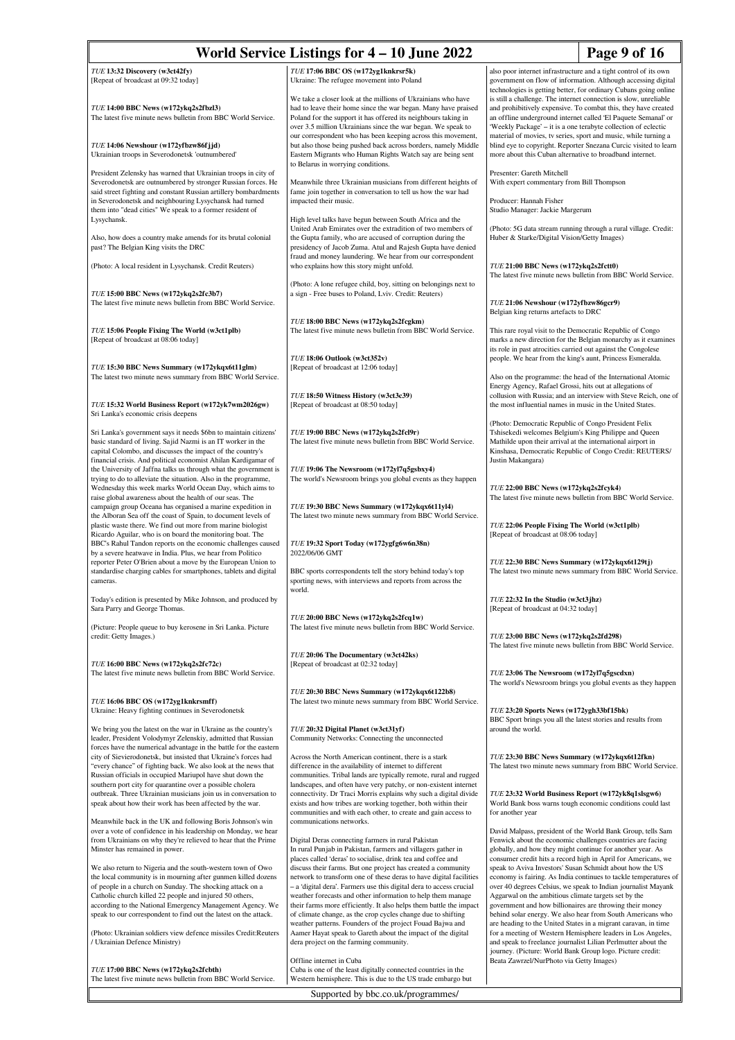*TUE* **13:32 Discovery (w3ct42fy)**
[Repeat of broadcast at 09:32 today]

*TUE* **14:00 BBC News (w172ykq2s2fbzl3)**
The latest five minute news bulletin from BBC World Service.

*TUE* **14:06 Newshour (w172yfbzw86fjjd)**
Ukrainian troops in Severodonetsk 'outnumbered'

President Zelensky has warned that Ukrainian troops in city of Severodonetsk are outnumbered by stronger Russian forces. He said street fighting and constant Russian artillery bombardments in Severodonetsk and neighbouring Lysychansk had turned them into "dead cities" We speak to a former resident of Lysychansk.

Also, how does a country make amends for its brutal colonial past? The Belgian King visits the DRC

(Photo: A local resident in Lysychansk. Credit Reuters)

*TUE* **15:00 BBC News (w172ykq2s2fc3b7)**
The latest five minute news bulletin from BBC World Service.

*TUE* **15:06 People Fixing The World (w3ct1plb)**
[Repeat of broadcast at 08:06 today]

*TUE* **15:30 BBC News Summary (w172ykqx6t11glm)**
The latest two minute news summary from BBC World Service.

*TUE* **15:32 World Business Report (w172yk7wm2026gw)**
Sri Lanka's economic crisis deepens

Sri Lanka's government says it needs $6bn to maintain citizens' basic standard of living. Sajid Nazmi is an IT worker in the capital Colombo, and discusses the impact of the country's financial crisis. And political economist Ahilan Kardigamar of the University of Jaffna talks us through what the government is trying to do to alleviate the situation. Also in the programme, Wednesday this week marks World Ocean Day, which aims to raise global awareness about the health of our seas. The campaign group Oceana has organised a marine expedition in the Alboran Sea off the coast of Spain, to document levels of plastic waste there. We find out more from marine biologist Ricardo Aguilar, who is on board the monitoring boat. The BBC's Rahul Tandon reports on the economic challenges caused by a severe heatwave in India. Plus, we hear from Politico reporter Peter O'Brien about a move by the European Union to standardise charging cables for smartphones, tablets and digital cameras.

Today's edition is presented by Mike Johnson, and produced by Sara Parry and George Thomas.

(Picture: People queue to buy kerosene in Sri Lanka. Picture credit: Getty Images.)

*TUE* **16:00 BBC News (w172ykq2s2fc72c)**
The latest five minute news bulletin from BBC World Service.

*TUE* **16:06 BBC OS (w172yg1knkrsmff)**
Ukraine: Heavy fighting continues in Severodonetsk

We bring you the latest on the war in Ukraine as the country's leader, President Volodymyr Zelenskiy, admitted that Russian forces have the numerical advantage in the battle for the eastern city of Sievierodonetsk, but insisted that Ukraine's forces had "every chance" of fighting back. We also look at the news that Russian officials in occupied Mariupol have shut down the southern port city for quarantine over a possible cholera outbreak. Three Ukrainian musicians join us in conversation to speak about how their work has been affected by the war.

Meanwhile back in the UK and following Boris Johnson's win over a vote of confidence in his leadership on Monday, we hear from Ukrainians on why they're relieved to hear that the Prime Minster has remained in power.

We also return to Nigeria and the south-western town of Owo the local community is in mourning after gunmen killed dozens of people in a church on Sunday. The shocking attack on a Catholic church killed 22 people and injured 50 others, according to the National Emergency Management Agency. We speak to our correspondent to find out the latest on the attack.

(Photo: Ukrainian soldiers view defence missiles Credit:Reuters / Ukrainian Defence Ministry)

*TUE* **17:00 BBC News (w172ykq2s2fcbth)**
The latest five minute news bulletin from BBC World Service.

*TUE* **17:06 BBC OS (w172yg1knkrsr5k)**
Ukraine: The refugee movement into Poland

We take a closer look at the millions of Ukrainians who have had to leave their home since the war began. Many have praised Poland for the support it has offered its neighbours taking in over 3.5 million Ukrainians since the war began. We speak to our correspondent who has been keeping across this movement, but also those being pushed back across borders, namely Middle Eastern Migrants who Human Rights Watch say are being sent to Belarus in worrying conditions.

Meanwhile three Ukrainian musicians from different heights of fame join together in conversation to tell us how the war had impacted their music.

High level talks have begun between South Africa and the United Arab Emirates over the extradition of two members of the Gupta family, who are accused of corruption during the presidency of Jacob Zuma. Atul and Rajesh Gupta have denied fraud and money laundering. We hear from our correspondent who explains how this story might unfold.

(Photo: A lone refugee child, boy, sitting on belongings next to a sign - Free buses to Poland, Lviv. Credit: Reuters)

*TUE* **18:00 BBC News (w172ykq2s2fcgkm)**
The latest five minute news bulletin from BBC World Service.

*TUE* **18:06 Outlook (w3ct352v)**
[Repeat of broadcast at 12:06 today]

*TUE* **18:50 Witness History (w3ct3c39)**
[Repeat of broadcast at 08:50 today]

*TUE* **19:00 BBC News (w172ykq2s2fcl9r)**
The latest five minute news bulletin from BBC World Service.

*TUE* **19:06 The Newsroom (w172yl7q5gsbxy4)**
The world's Newsroom brings you global events as they happen

*TUE* **19:30 BBC News Summary (w172ykqx6t11yl4)**
The latest two minute news summary from BBC World Service.

*TUE* **19:32 Sport Today (w172ygfg6w6n38n)**
2022/06/06 GMT

BBC sports correspondents tell the story behind today's top sporting news, with interviews and reports from across the world.

*TUE* **20:00 BBC News (w172ykq2s2fcq1w)**
The latest five minute news bulletin from BBC World Service.

*TUE* **20:06 The Documentary (w3ct42ks)**
[Repeat of broadcast at 02:32 today]

*TUE* **20:30 BBC News Summary (w172ykqx6t122b8)**
The latest two minute news summary from BBC World Service.

*TUE* **20:32 Digital Planet (w3ct31yf)**
Community Networks: Connecting the unconnected

Across the North American continent, there is a stark difference in the availability of internet to different communities. Tribal lands are typically remote, rural and rugged landscapes, and often have very patchy, or non-existent internet connectivity. Dr Traci Morris explains why such a digital divide exists and how tribes are working together, both within their communities and with each other, to create and gain access to communications networks.

Digital Deras connecting farmers in rural Pakistan
In rural Punjab in Pakistan, farmers and villagers gather in places called 'deras' to socialise, drink tea and coffee and discuss their farms. But one project has created a community network to transform one of these deras to have digital facilities – a 'digital dera'. Farmers use this digital dera to access crucial weather forecasts and other information to help them manage their farms more efficiently. It also helps them battle the impact of climate change, as the crop cycles change due to shifting weather patterns. Founders of the project Fouad Bajwa and Aamer Hayat speak to Gareth about the impact of the digital dera project on the farming community.

Offline internet in Cuba
Cuba is one of the least digitally connected countries in the Western hemisphere. This is due to the US trade embargo but also poor internet infrastructure and a tight control of its own government on flow of information. Although accessing digital technologies is getting better, for ordinary Cubans going online is still a challenge. The internet connection is slow, unreliable and prohibitively expensive. To combat this, they have created an offline underground internet called 'El Paquete Semanal' or 'Weekly Package' – it is a one terabyte collection of eclectic material of movies, tv series, sport and music, while turning a blind eye to copyright. Reporter Snezana Curcic visited to learn more about this Cuban alternative to broadband internet.

Presenter: Gareth Mitchell
With expert commentary from Bill Thompson

Producer: Hannah Fisher
Studio Manager: Jackie Margerum

(Photo: 5G data stream running through a rural village. Credit: Huber & Starke/Digital Vision/Getty Images)

*TUE* **21:00 BBC News (w172ykq2s2fctt0)**
The latest five minute news bulletin from BBC World Service.

*TUE* **21:06 Newshour (w172yfbzw86gcr9)**
Belgian king returns artefacts to DRC

This rare royal visit to the Democratic Republic of Congo marks a new direction for the Belgian monarchy as it examines its role in past atrocities carried out against the Congolese people. We hear from the king's aunt, Princess Esmeralda.

Also on the programme: the head of the International Atomic Energy Agency, Rafael Grossi, hits out at allegations of collusion with Russia; and an interview with Steve Reich, one of the most influential names in music in the United States.

(Photo: Democratic Republic of Congo President Felix Tshisekedi welcomes Belgium's King Philippe and Queen Mathilde upon their arrival at the international airport in Kinshasa, Democratic Republic of Congo Credit: REUTERS/ Justin Makangara)

*TUE* **22:00 BBC News (w172ykq2s2fcyk4)**
The latest five minute news bulletin from BBC World Service.

*TUE* **22:06 People Fixing The World (w3ct1plb)**
[Repeat of broadcast at 08:06 today]

*TUE* **22:30 BBC News Summary (w172ykqx6t129tj)**
The latest two minute news summary from BBC World Service.

*TUE* **22:32 In the Studio (w3ct3jhz)**
[Repeat of broadcast at 04:32 today]

*TUE* **23:00 BBC News (w172ykq2s2fd298)**
The latest five minute news bulletin from BBC World Service.

*TUE* **23:06 The Newsroom (w172yl7q5gscdxn)**
The world's Newsroom brings you global events as they happen

*TUE* **23:20 Sports News (w172ygh33bf15bk)**
BBC Sport brings you all the latest stories and results from around the world.

*TUE* **23:30 BBC News Summary (w172ykqx6t12fkn)**
The latest two minute news summary from BBC World Service.

*TUE* **23:32 World Business Report (w172yk8q1slsgw6)**
World Bank boss warns tough economic conditions could last for another year

David Malpass, president of the World Bank Group, tells Sam Fenwick about the economic challenges countries are facing globally, and how they might continue for another year. As consumer credit hits a record high in April for Americans, we speak to Aviva Investors' Susan Schmidt about how the US economy is faring. As India continues to tackle temperatures of over 40 degrees Celsius, we speak to Indian journalist Mayank Aggarwal on the ambitious climate targets set by the government and how billionaires are throwing their money behind solar energy. We also hear from South Americans who are heading to the United States in a migrant caravan, in time for a meeting of Western Hemisphere leaders in Los Angeles, and speak to freelance journalist Lilian Perlmutter about the journey. (Picture: World Bank Group logo. Picture credit: Beata Zawrzel/NurPhoto via Getty Images)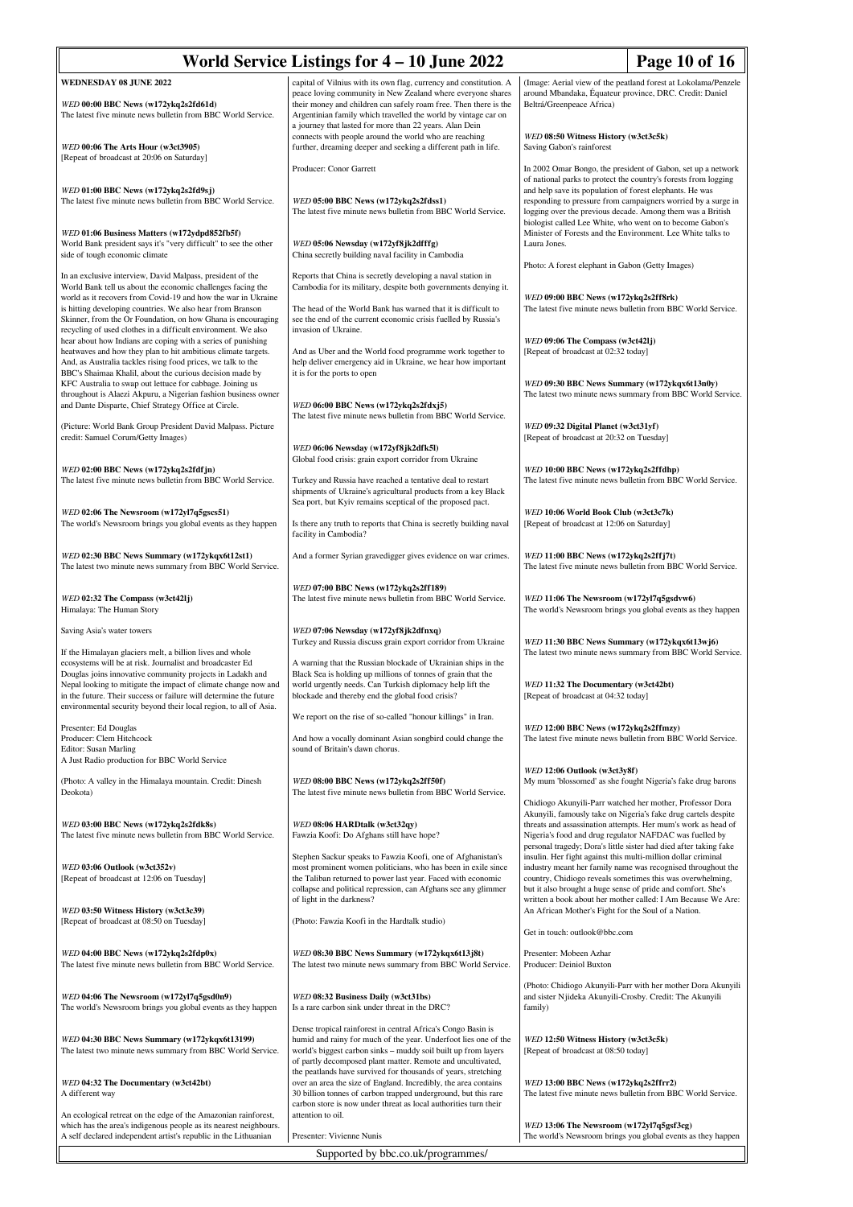## WEDNESDAY 08 JUNE 2022

**WED 00:00 BBC News (w172ykq2s2fd61d)**
The latest five minute news bulletin from BBC World Service.

**WED 00:06 The Arts Hour (w3ct3905)**
[Repeat of broadcast at 20:06 on Saturday]

**WED 01:00 BBC News (w172ykq2s2fd9sj)**
The latest five minute news bulletin from BBC World Service.

**WED 01:06 Business Matters (w172ydpd852fb5f)**
World Bank president says it's "very difficult" to see the other side of tough economic climate

In an exclusive interview, David Malpass, president of the World Bank tell us about the economic challenges facing the world as it recovers from Covid-19 and how the war in Ukraine is hitting developing countries. We also hear from Branson Skinner, from the Or Foundation, on how Ghana is encouraging recycling of used clothes in a difficult environment. We also hear about how Indians are coping with a series of punishing heatwaves and how they plan to hit ambitious climate targets. And, as Australia tackles rising food prices, we talk to the BBC's Shaimaa Khalil, about the curious decision made by KFC Australia to swap out lettuce for cabbage. Joining us throughout is Alaezi Akpuru, a Nigerian fashion business owner and Dante Disparte, Chief Strategy Office at Circle.

(Picture: World Bank Group President David Malpass. Picture credit: Samuel Corum/Getty Images)

**WED 02:00 BBC News (w172ykq2s2fdfjn)**
The latest five minute news bulletin from BBC World Service.

**WED 02:06 The Newsroom (w172yl7q5gscs51)**
The world's Newsroom brings you global events as they happen

**WED 02:30 BBC News Summary (w172ykqx6t12st1)**
The latest two minute news summary from BBC World Service.

**WED 02:32 The Compass (w3ct42lj)**
Himalaya: The Human Story

Saving Asia's water towers

If the Himalayan glaciers melt, a billion lives and whole ecosystems will be at risk. Journalist and broadcaster Ed Douglas joins innovative community projects in Ladakh and Nepal looking to mitigate the impact of climate change now and in the future. Their success or failure will determine the future environmental security beyond their local region, to all of Asia.

Presenter: Ed Douglas
Producer: Clem Hitchcock
Editor: Susan Marling
A Just Radio production for BBC World Service

(Photo: A valley in the Himalaya mountain. Credit: Dinesh Deokota)

**WED 03:00 BBC News (w172ykq2s2fdk8s)**
The latest five minute news bulletin from BBC World Service.

**WED 03:06 Outlook (w3ct352v)**
[Repeat of broadcast at 12:06 on Tuesday]

**WED 03:50 Witness History (w3ct3c39)**
[Repeat of broadcast at 08:50 on Tuesday]

**WED 04:00 BBC News (w172ykq2s2fdp0x)**
The latest five minute news bulletin from BBC World Service.

**WED 04:06 The Newsroom (w172yl7q5gsd0n9)**
The world's Newsroom brings you global events as they happen

**WED 04:30 BBC News Summary (w172ykqx6t13199)**
The latest two minute news summary from BBC World Service.

**WED 04:32 The Documentary (w3ct42bt)**
A different way

An ecological retreat on the edge of the Amazonian rainforest, which has the area's indigenous people as its nearest neighbours. A self declared independent artist's republic in the Lithuanian capital of Vilnius with its own flag, currency and constitution. A peace loving community in New Zealand where everyone shares their money and children can safely roam free. Then there is the Argentinian family which travelled the world by vintage car on a journey that lasted for more than 22 years. Alan Dein connects with people around the world who are reaching further, dreaming deeper and seeking a different path in life.

Producer: Conor Garrett

**WED 05:00 BBC News (w172ykq2s2fdss1)**
The latest five minute news bulletin from BBC World Service.

**WED 05:06 Newsday (w172yf8jk2dfffg)**
China secretly building naval facility in Cambodia

Reports that China is secretly developing a naval station in Cambodia for its military, despite both governments denying it.

The head of the World Bank has warned that it is difficult to see the end of the current economic crisis fuelled by Russia's invasion of Ukraine.

And as Uber and the World food programme work together to help deliver emergency aid in Ukraine, we hear how important it is for the ports to open

**WED 06:00 BBC News (w172ykq2s2fdxj5)**
The latest five minute news bulletin from BBC World Service.

**WED 06:06 Newsday (w172yf8jk2dfk5l)**
Global food crisis: grain export corridor from Ukraine

Turkey and Russia have reached a tentative deal to restart shipments of Ukraine's agricultural products from a key Black Sea port, but Kyiv remains sceptical of the proposed pact.

Is there any truth to reports that China is secretly building naval facility in Cambodia?

And a former Syrian gravedigger gives evidence on war crimes.

**WED 07:00 BBC News (w172ykq2s2ff189)**
The latest five minute news bulletin from BBC World Service.

**WED 07:06 Newsday (w172yf8jk2dfnxq)**
Turkey and Russia discuss grain export corridor from Ukraine

A warning that the Russian blockade of Ukrainian ships in the Black Sea is holding up millions of tonnes of grain that the world urgently needs. Can Turkish diplomacy help lift the blockade and thereby end the global food crisis?

We report on the rise of so-called "honour killings" in Iran.

And how a vocally dominant Asian songbird could change the sound of Britain's dawn chorus.

**WED 08:00 BBC News (w172ykq2s2ff50f)**
The latest five minute news bulletin from BBC World Service.

**WED 08:06 HARDtalk (w3ct32qy)**
Fawzia Koofi: Do Afghans still have hope?

Stephen Sackur speaks to Fawzia Koofi, one of Afghanistan's most prominent women politicians, who has been in exile since the Taliban returned to power last year. Faced with economic collapse and political repression, can Afghans see any glimmer of light in the darkness?

(Photo: Fawzia Koofi in the Hardtalk studio)

**WED 08:30 BBC News Summary (w172ykqx6t13j8t)**
The latest two minute news summary from BBC World Service.

**WED 08:32 Business Daily (w3ct31bs)**
Is a rare carbon sink under threat in the DRC?

Dense tropical rainforest in central Africa's Congo Basin is humid and rainy for much of the year. Underfoot lies one of the world's biggest carbon sinks – muddy soil built up from layers of partly decomposed plant matter. Remote and uncultivated, the peatlands have survived for thousands of years, stretching over an area the size of England. Incredibly, the area contains 30 billion tonnes of carbon trapped underground, but this rare carbon store is now under threat as local authorities turn their attention to oil.

Presenter: Vivienne Nunis

(Image: Aerial view of the peatland forest at Lokolama/Penzele around Mbandaka, Équateur province, DRC. Credit: Daniel Beltrá/Greenpeace Africa)

**WED 08:50 Witness History (w3ct3c5k)**
Saving Gabon's rainforest

In 2002 Omar Bongo, the president of Gabon, set up a network of national parks to protect the country's forests from logging and help save its population of forest elephants. He was responding to pressure from campaigners worried by a surge in logging over the previous decade. Among them was a British biologist called Lee White, who went on to become Gabon's Minister of Forests and the Environment. Lee White talks to Laura Jones.

Photo: A forest elephant in Gabon (Getty Images)

**WED 09:00 BBC News (w172ykq2s2ff8rk)**
The latest five minute news bulletin from BBC World Service.

**WED 09:06 The Compass (w3ct42lj)**
[Repeat of broadcast at 02:32 today]

**WED 09:30 BBC News Summary (w172ykqx6t13n0y)**
The latest two minute news summary from BBC World Service.

**WED 09:32 Digital Planet (w3ct31yf)**
[Repeat of broadcast at 20:32 on Tuesday]

**WED 10:00 BBC News (w172ykq2s2ffdhp)**
The latest five minute news bulletin from BBC World Service.

**WED 10:06 World Book Club (w3ct3c7k)**
[Repeat of broadcast at 12:06 on Saturday]

**WED 11:00 BBC News (w172ykq2s2ffj7t)**
The latest five minute news bulletin from BBC World Service.

**WED 11:06 The Newsroom (w172yl7q5gsdvw6)**
The world's Newsroom brings you global events as they happen

**WED 11:30 BBC News Summary (w172ykqx6t13wj6)**
The latest two minute news summary from BBC World Service.

**WED 11:32 The Documentary (w3ct42bt)**
[Repeat of broadcast at 04:32 today]

**WED 12:00 BBC News (w172ykq2s2ffmzy)**
The latest five minute news bulletin from BBC World Service.

**WED 12:06 Outlook (w3ct3y8f)**
My mum 'blossomed' as she fought Nigeria's fake drug barons

Chidiogo Akunyili-Parr watched her mother, Professor Dora Akunyili, famously take on Nigeria's fake drug cartels despite threats and assassination attempts. Her mum's work as head of Nigeria's food and drug regulator NAFDAC was fuelled by personal tragedy; Dora's little sister had died after taking fake insulin. Her fight against this multi-million dollar criminal industry meant her family name was recognised throughout the country, Chidiogo reveals sometimes this was overwhelming, but it also brought a huge sense of pride and comfort. She's written a book about her mother called: I Am Because We Are: An African Mother's Fight for the Soul of a Nation.

Get in touch: outlook@bbc.com

Presenter: Mobeen Azhar
Producer: Deiniol Buxton

(Photo: Chidiogo Akunyili-Parr with her mother Dora Akunyili and sister Njideka Akunyili-Crosby. Credit: The Akunyili family)

**WED 12:50 Witness History (w3ct3c5k)**
[Repeat of broadcast at 08:50 today]

**WED 13:00 BBC News (w172ykq2s2ffrr2)**
The latest five minute news bulletin from BBC World Service.

**WED 13:06 The Newsroom (w172yl7q5gsf3cg)**
The world's Newsroom brings you global events as they happen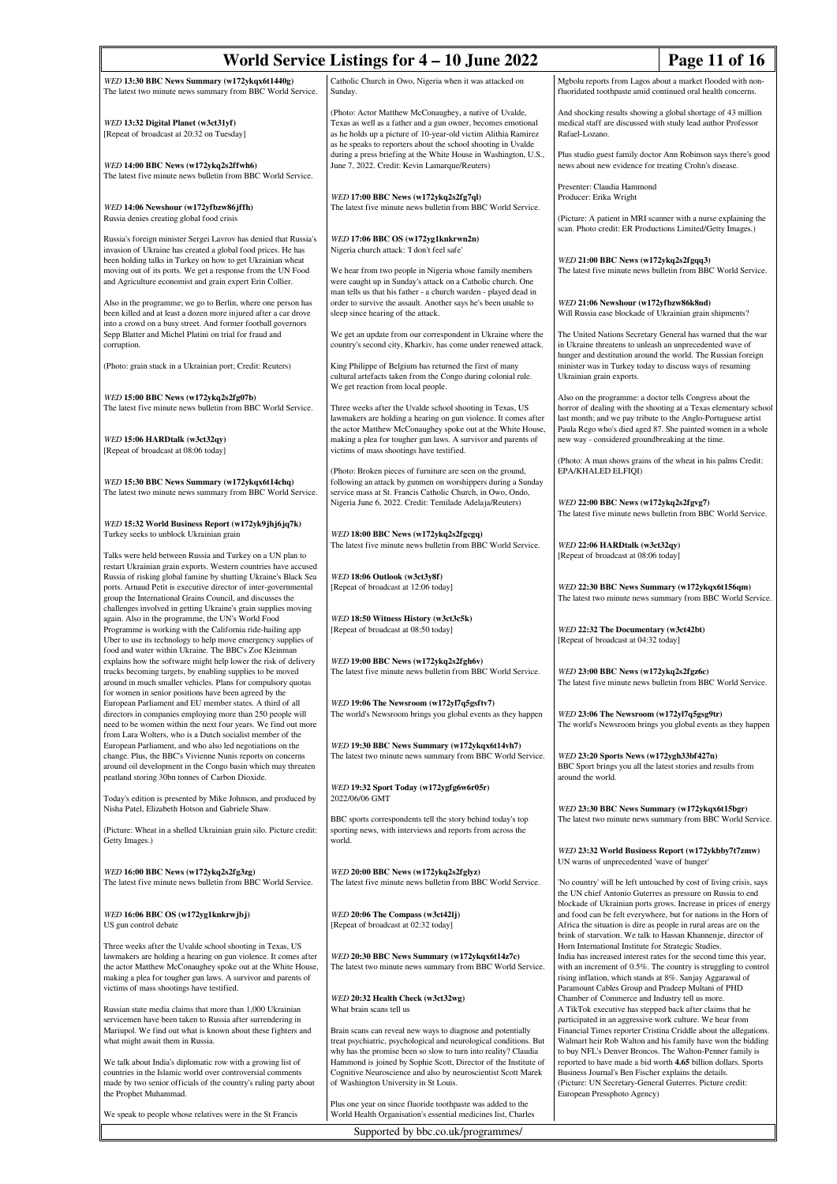**WED 13:30 BBC News Summary (w172ykqx6t1440g)**
The latest two minute news summary from BBC World Service.

**WED 13:32 Digital Planet (w3ct31yf)**
[Repeat of broadcast at 20:32 on Tuesday]

**WED 14:00 BBC News (w172ykq2s2ffwh6)**
The latest five minute news bulletin from BBC World Service.

**WED 14:06 Newshour (w172yfbzw86jffh)**
Russia denies creating global food crisis

Russia's foreign minister Sergei Lavrov has denied that Russia's invasion of Ukraine has created a global food prices. He has been holding talks in Turkey on how to get Ukrainian wheat moving out of its ports. We get a response from the UN Food and Agriculture economist and grain expert Erin Collier.

Also in the programme; we go to Berlin, where one person has been killed and at least a dozen more injured after a car drove into a crowd on a busy street. And former football governors Sepp Blatter and Michel Platini on trial for fraud and corruption.

(Photo: grain stuck in a Ukrainian port; Credit: Reuters)

**WED 15:00 BBC News (w172ykq2s2fg07b)**
The latest five minute news bulletin from BBC World Service.

**WED 15:06 HARDtalk (w3ct32qy)**
[Repeat of broadcast at 08:06 today]

**WED 15:30 BBC News Summary (w172ykqx6t14chq)**
The latest two minute news summary from BBC World Service.

**WED 15:32 World Business Report (w172yk9jhj6jq7k)**
Turkey seeks to unblock Ukrainian grain

Talks were held between Russia and Turkey on a UN plan to restart Ukrainian grain exports. Western countries have accused Russia of risking global famine by shutting Ukraine's Black Sea ports. Arnaud Petit is executive director of inter-governmental group the International Grains Council, and discusses the challenges involved in getting Ukraine's grain supplies moving again. Also in the programme, the UN's World Food Programme is working with the California ride-hailing app Uber to use its technology to help move emergency supplies of food and water within Ukraine. The BBC's Zoe Kleinman explains how the software might help lower the risk of delivery trucks becoming targets, by enabling supplies to be moved around in much smaller vehicles. Plans for compulsory quotas for women in senior positions have been agreed by the European Parliament and EU member states. A third of all directors in companies employing more than 250 people will need to be women within the next four years. We find out more from Lara Wolters, who is a Dutch socialist member of the European Parliament, and who also led negotiations on the change. Plus, the BBC's Vivienne Nunis reports on concerns around oil development in the Congo basin which may threaten peatland storing 30bn tonnes of Carbon Dioxide.

Today's edition is presented by Mike Johnson, and produced by Nisha Patel, Elizabeth Hotson and Gabriele Shaw.

(Picture: Wheat in a shelled Ukrainian grain silo. Picture credit: Getty Images.)

**WED 16:00 BBC News (w172ykq2s2fg3zg)**
The latest five minute news bulletin from BBC World Service.

**WED 16:06 BBC OS (w172yg1knkrwjbj)**
US gun control debate

Three weeks after the Uvalde school shooting in Texas, US lawmakers are holding a hearing on gun violence. It comes after the actor Matthew McConaughey spoke out at the White House, making a plea for tougher gun laws. A survivor and parents of victims of mass shootings have testified.

Russian state media claims that more than 1,000 Ukrainian servicemen have been taken to Russia after surrendering in Mariupol. We find out what is known about these fighters and what might await them in Russia.

We talk about India's diplomatic row with a growing list of countries in the Islamic world over controversial comments made by two senior officials of the country's ruling party about the Prophet Muhammad.

We speak to people whose relatives were in the St Francis Catholic Church in Owo, Nigeria when it was attacked on Sunday.

(Photo: Actor Matthew McConaughey, a native of Uvalde, Texas as well as a father and a gun owner, becomes emotional as he holds up a picture of 10-year-old victim Alithia Ramirez as he speaks to reporters about the school shooting in Uvalde during a press briefing at the White House in Washington, U.S., June 7, 2022. Credit: Kevin Lamarque/Reuters)

**WED 17:00 BBC News (w172ykq2s2fg7ql)**
The latest five minute news bulletin from BBC World Service.

**WED 17:06 BBC OS (w172yg1knkrwn2n)**
Nigeria church attack: 'I don't feel safe'

We hear from two people in Nigeria whose family members were caught up in Sunday's attack on a Catholic church. One man tells us that his father - a church warden - played dead in order to survive the assault. Another says he's been unable to sleep since hearing of the attack.

We get an update from our correspondent in Ukraine where the country's second city, Kharkiv, has come under renewed attack.

King Philippe of Belgium has returned the first of many cultural artefacts taken from the Congo during colonial rule. We get reaction from local people.

Three weeks after the Uvalde school shooting in Texas, US lawmakers are holding a hearing on gun violence. It comes after the actor Matthew McConaughey spoke out at the White House, making a plea for tougher gun laws. A survivor and parents of victims of mass shootings have testified.

(Photo: Broken pieces of furniture are seen on the ground, following an attack by gunmen on worshippers during a Sunday service mass at St. Francis Catholic Church, in Owo, Ondo, Nigeria June 6, 2022. Credit: Temilade Adelaja/Reuters)

**WED 18:00 BBC News (w172ykq2s2fgcgq)**
The latest five minute news bulletin from BBC World Service.

**WED 18:06 Outlook (w3ct3y8f)**
[Repeat of broadcast at 12:06 today]

**WED 18:50 Witness History (w3ct3c5k)**
[Repeat of broadcast at 08:50 today]

**WED 19:00 BBC News (w172ykq2s2fgh6v)**
The latest five minute news bulletin from BBC World Service.

**WED 19:06 The Newsroom (w172yl7q5gsftv7)**
The world's Newsroom brings you global events as they happen

**WED 19:30 BBC News Summary (w172ykqx6t14vh7)**
The latest two minute news summary from BBC World Service.

**WED 19:32 Sport Today (w172ygfg6w6r05r)**
2022/06/06 GMT

BBC sports correspondents tell the story behind today's top sporting news, with interviews and reports from across the world.

**WED 20:00 BBC News (w172ykq2s2fglyz)**
The latest five minute news bulletin from BBC World Service.

**WED 20:06 The Compass (w3ct42lj)**
[Repeat of broadcast at 02:32 today]

**WED 20:30 BBC News Summary (w172ykqx6t14z7c)**
The latest two minute news summary from BBC World Service.

**WED 20:32 Health Check (w3ct32wg)**
What brain scans tell us

Brain scans can reveal new ways to diagnose and potentially treat psychiatric, psychological and neurological conditions. But why has the promise been so slow to turn into reality? Claudia Hammond is joined by Sophie Scott, Director of the Institute of Cognitive Neuroscience and also by neuroscientist Scott Marek of Washington University in St Louis.

Plus one year on since fluoride toothpaste was added to the World Health Organisation's essential medicines list, Charles Mgbolu reports from Lagos about a market flooded with non-fluoridated toothpaste amid continued oral health concerns.

And shocking results showing a global shortage of 43 million medical staff are discussed with study lead author Professor Rafael-Lozano.

Plus studio guest family doctor Ann Robinson says there's good news about new evidence for treating Crohn's disease.

Presenter: Claudia Hammond
Producer: Erika Wright

(Picture: A patient in MRI scanner with a nurse explaining the scan. Photo credit: ER Productions Limited/Getty Images.)

**WED 21:00 BBC News (w172ykq2s2fgqq3)**
The latest five minute news bulletin from BBC World Service.

**WED 21:06 Newshour (w172yfbzw86k8nd)**
Will Russia ease blockade of Ukrainian grain shipments?

The United Nations Secretary General has warned that the war in Ukraine threatens to unleash an unprecedented wave of hunger and destitution around the world. The Russian foreign minister was in Turkey today to discuss ways of resuming Ukrainian grain exports.

Also on the programme: a doctor tells Congress about the horror of dealing with the shooting at a Texas elementary school last month; and we pay tribute to the Anglo-Portuguese artist Paula Rego who's died aged 87. She painted women in a whole new way - considered groundbreaking at the time.

(Photo: A man shows grains of the wheat in his palms Credit: EPA/KHALED ELFIQI)

**WED 22:00 BBC News (w172ykq2s2fgvg7)**
The latest five minute news bulletin from BBC World Service.

**WED 22:06 HARDtalk (w3ct32qy)**
[Repeat of broadcast at 08:06 today]

**WED 22:30 BBC News Summary (w172ykqx6t156qm)**
The latest two minute news summary from BBC World Service.

**WED 22:32 The Documentary (w3ct42bt)**
[Repeat of broadcast at 04:32 today]

**WED 23:00 BBC News (w172ykq2s2fgz6c)**
The latest five minute news bulletin from BBC World Service.

**WED 23:06 The Newsroom (w172yl7q5gsg9tr)**
The world's Newsroom brings you global events as they happen

**WED 23:20 Sports News (w172ygh33bf427n)**
BBC Sport brings you all the latest stories and results from around the world.

**WED 23:30 BBC News Summary (w172ykqx6t15bgr)**
The latest two minute news summary from BBC World Service.

**WED 23:32 World Business Report (w172ykbby7t7zmw)**
UN warns of unprecedented 'wave of hunger'

'No country' will be left untouched by cost of living crisis, says the UN chief Antonio Guterres as pressure on Russia to end blockade of Ukrainian ports grows. Increase in prices of energy and food can be felt everywhere, but for nations in the Horn of Africa the situation is dire as people in rural areas are on the brink of starvation. We talk to Hassan Khannenje, director of Horn International Institute for Strategic Studies.
India has increased interest rates for the second time this year, with an increment of 0.5%. The country is struggling to control rising inflation, which stands at 8%. Sanjay Aggarawal of Paramount Cables Group and Pradeep Multani of PHD Chamber of Commerce and Industry tell us more.
A TikTok executive has stepped back after claims that he participated in an aggressive work culture. We hear from Financial Times reporter Cristina Criddle about the allegations.
Walmart heir Rob Walton and his family have won the bidding to buy NFL's Denver Broncos. The Walton-Penner family is reported to have made a bid worth **4.65** billion dollars. Sports Business Journal's Ben Fischer explains the details.
(Picture: UN Secretary-General Guterres. Picture credit: European Pressphoto Agency)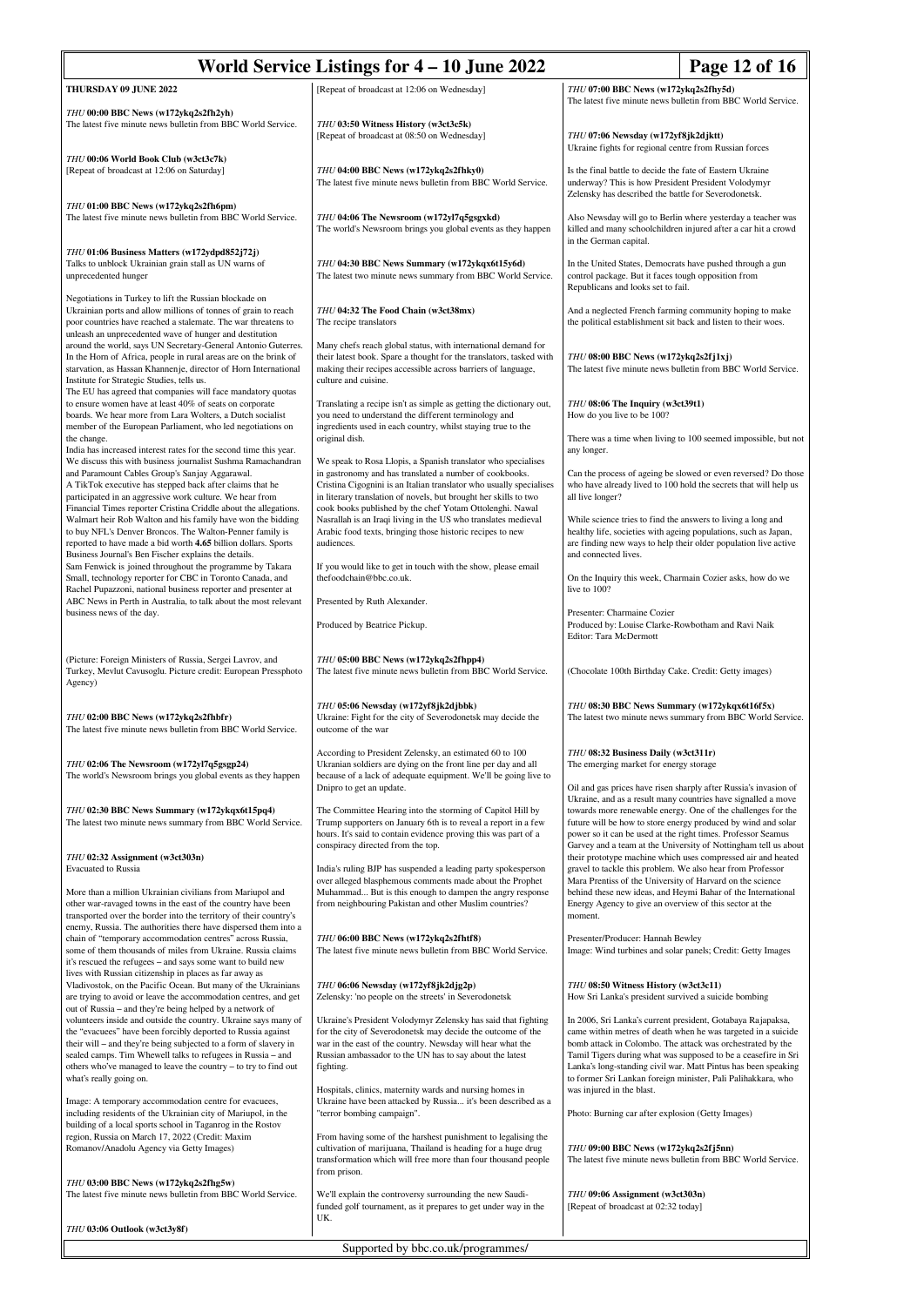## THURSDAY 09 JUNE 2022

*THU* **00:00 BBC News (w172ykq2s2fh2yh)**
The latest five minute news bulletin from BBC World Service.

*THU* **00:06 World Book Club (w3ct3c7k)**
[Repeat of broadcast at 12:06 on Saturday]

*THU* **01:00 BBC News (w172ykq2s2fh6pm)**
The latest five minute news bulletin from BBC World Service.

*THU* **01:06 Business Matters (w172ydpd852j72j)**
Talks to unblock Ukrainian grain stall as UN warns of unprecedented hunger

Negotiations in Turkey to lift the Russian blockade on Ukrainian ports and allow millions of tonnes of grain to reach poor countries have reached a stalemate. The war threatens to unleash an unprecedented wave of hunger and destitution around the world, says UN Secretary-General Antonio Guterres. In the Horn of Africa, people in rural areas are on the brink of starvation, as Hassan Khannenje, director of Horn International Institute for Strategic Studies, tells us.
The EU has agreed that companies will face mandatory quotas to ensure women have at least 40% of seats on corporate boards. We hear more from Lara Wolters, a Dutch socialist member of the European Parliament, who led negotiations on the change.
India has increased interest rates for the second time this year. We discuss this with business journalist Sushma Ramachandran and Paramount Cables Group's Sanjay Aggarawal.
A TikTok executive has stepped back after claims that he participated in an aggressive work culture. We hear from Financial Times reporter Cristina Criddle about the allegations.
Walmart heir Rob Walton and his family have won the bidding to buy NFL's Denver Broncos. The Walton-Penner family is reported to have made a bid worth **4.65** billion dollars. Sports Business Journal's Ben Fischer explains the details.
Sam Fenwick is joined throughout the programme by Takara Small, technology reporter for CBC in Toronto Canada, and Rachel Pupazzoni, national business reporter and presenter at ABC News in Perth in Australia, to talk about the most relevant business news of the day.

(Picture: Foreign Ministers of Russia, Sergei Lavrov, and Turkey, Mevlut Cavusoglu. Picture credit: European Pressphoto Agency)

*THU* **02:00 BBC News (w172ykq2s2fhbfr)**
The latest five minute news bulletin from BBC World Service.

*THU* **02:06 The Newsroom (w172yl7q5gsgp24)**
The world's Newsroom brings you global events as they happen

*THU* **02:30 BBC News Summary (w172ykqx6t15pq4)**
The latest two minute news summary from BBC World Service.

*THU* **02:32 Assignment (w3ct303n)**
Evacuated to Russia

More than a million Ukrainian civilians from Mariupol and other war-ravaged towns in the east of the country have been transported over the border into the territory of their country's enemy, Russia. The authorities there have dispersed them into a chain of "temporary accommodation centres" across Russia, some of them thousands of miles from Ukraine. Russia claims it's rescued the refugees – and says some want to build new lives with Russian citizenship in places as far away as Vladivostok, on the Pacific Ocean. But many of the Ukrainians are trying to avoid or leave the accommodation centres, and get out of Russia – and they're being helped by a network of volunteers inside and outside the country. Ukraine says many of the "evacuees" have been forcibly deported to Russia against their will – and they're being subjected to a form of slavery in sealed camps. Tim Whewell talks to refugees in Russia – and others who've managed to leave the country – to try to find out what's really going on.

Image: A temporary accommodation centre for evacuees, including residents of the Ukrainian city of Mariupol, in the building of a local sports school in Taganrog in the Rostov region, Russia on March 17, 2022 (Credit: Maxim Romanov/Anadolu Agency via Getty Images)

*THU* **03:00 BBC News (w172ykq2s2fhg5w)**
The latest five minute news bulletin from BBC World Service.

*THU* **03:06 Outlook (w3ct3y8f)**
[Repeat of broadcast at 12:06 on Wednesday]

*THU* **03:50 Witness History (w3ct3c5k)**
[Repeat of broadcast at 08:50 on Wednesday]

*THU* **04:00 BBC News (w172ykq2s2fhky0)**
The latest five minute news bulletin from BBC World Service.

*THU* **04:06 The Newsroom (w172yl7q5gsgxkd)**
The world's Newsroom brings you global events as they happen

*THU* **04:30 BBC News Summary (w172ykqx6t15y6d)**
The latest two minute news summary from BBC World Service.

*THU* **04:32 The Food Chain (w3ct38mx)**
The recipe translators

Many chefs reach global status, with international demand for their latest book. Spare a thought for the translators, tasked with making their recipes accessible across barriers of language, culture and cuisine.

Translating a recipe isn't as simple as getting the dictionary out, you need to understand the different terminology and ingredients used in each country, whilst staying true to the original dish.

We speak to Rosa Llopis, a Spanish translator who specialises in gastronomy and has translated a number of cookbooks. Cristina Cigognini is an Italian translator who usually specialises in literary translation of novels, but brought her skills to two cook books published by the chef Yotam Ottolenghi. Nawal Nasrallah is an Iraqi living in the US who translates medieval Arabic food texts, bringing those historic recipes to new audiences.

If you would like to get in touch with the show, please email thefoodchain@bbc.co.uk.

Presented by Ruth Alexander.

Produced by Beatrice Pickup.

*THU* **05:00 BBC News (w172ykq2s2fhpp4)**
The latest five minute news bulletin from BBC World Service.

*THU* **05:06 Newsday (w172yf8jk2djbbk)**
Ukraine: Fight for the city of Severodonetsk may decide the outcome of the war

According to President Zelensky, an estimated 60 to 100 Ukranian soldiers are dying on the front line per day and all because of a lack of adequate equipment. We'll be going live to Dnipro to get an update.

The Committee Hearing into the storming of Capitol Hill by Trump supporters on January 6th is to reveal a report in a few hours. It's said to contain evidence proving this was part of a conspiracy directed from the top.

India's ruling BJP has suspended a leading party spokesperson over alleged blasphemous comments made about the Prophet Muhammad... But is this enough to dampen the angry response from neighbouring Pakistan and other Muslim countries?

*THU* **06:00 BBC News (w172ykq2s2fhtf8)**
The latest five minute news bulletin from BBC World Service.

*THU* **06:06 Newsday (w172yf8jk2djg2p)**
Zelensky: 'no people on the streets' in Severodonetsk

Ukraine's President Volodymyr Zelensky has said that fighting for the city of Severodonetsk may decide the outcome of the war in the east of the country. Newsday will hear what the Russian ambassador to the UN has to say about the latest fighting.

Hospitals, clinics, maternity wards and nursing homes in Ukraine have been attacked by Russia... it's been described as a "terror bombing campaign".

From having some of the harshest punishment to legalising the cultivation of marijuana, Thailand is heading for a huge drug transformation which will free more than four thousand people from prison.

We'll explain the controversy surrounding the new Saudi-funded golf tournament, as it prepares to get under way in the UK.

*THU* **07:00 BBC News (w172ykq2s2fhy5d)**
The latest five minute news bulletin from BBC World Service.

*THU* **07:06 Newsday (w172yf8jk2djktt)**
Ukraine fights for regional centre from Russian forces

Is the final battle to decide the fate of Eastern Ukraine underway? This is how President President Volodymyr Zelensky has described the battle for Severodonetsk.

Also Newsday will go to Berlin where yesterday a teacher was killed and many schoolchildren injured after a car hit a crowd in the German capital.

In the United States, Democrats have pushed through a gun control package. But it faces tough opposition from Republicans and looks set to fail.

And a neglected French farming community hoping to make the political establishment sit back and listen to their woes.

*THU* **08:00 BBC News (w172ykq2s2fj1xj)**
The latest five minute news bulletin from BBC World Service.

*THU* **08:06 The Inquiry (w3ct39t1)**
How do you live to be 100?

There was a time when living to 100 seemed impossible, but not any longer.

Can the process of ageing be slowed or even reversed? Do those who have already lived to 100 hold the secrets that will help us all live longer?

While science tries to find the answers to living a long and healthy life, societies with ageing populations, such as Japan, are finding new ways to help their older population live active and connected lives.

On the Inquiry this week, Charmain Cozier asks, how do we live to 100?

Presenter: Charmaine Cozier
Produced by: Louise Clarke-Rowbotham and Ravi Naik
Editor: Tara McDermott

(Chocolate 100th Birthday Cake. Credit: Getty images)

*THU* **08:30 BBC News Summary (w172ykqx6t16f5x)**
The latest two minute news summary from BBC World Service.

*THU* **08:32 Business Daily (w3ct311r)**
The emerging market for energy storage

Oil and gas prices have risen sharply after Russia's invasion of Ukraine, and as a result many countries have signalled a move towards more renewable energy. One of the challenges for the future will be how to store energy produced by wind and solar power so it can be used at the right times. Professor Seamus Garvey and a team at the University of Nottingham tell us about their prototype machine which uses compressed air and heated gravel to tackle this problem. We also hear from Professor Mara Prentiss of the University of Harvard on the science behind these new ideas, and Heymi Bahar of the International Energy Agency to give an overview of this sector at the moment.

Presenter/Producer: Hannah Bewley
Image: Wind turbines and solar panels; Credit: Getty Images

*THU* **08:50 Witness History (w3ct3c11)**
How Sri Lanka's president survived a suicide bombing

In 2006, Sri Lanka's current president, Gotabaya Rajapaksa, came within metres of death when he was targeted in a suicide bomb attack in Colombo. The attack was orchestrated by the Tamil Tigers during what was supposed to be a ceasefire in Sri Lanka's long-standing civil war. Matt Pintus has been speaking to former Sri Lankan foreign minister, Pali Palihakkara, who was injured in the blast.

Photo: Burning car after explosion (Getty Images)

*THU* **09:00 BBC News (w172ykq2s2fj5nn)**
The latest five minute news bulletin from BBC World Service.

*THU* **09:06 Assignment (w3ct303n)**
[Repeat of broadcast at 02:32 today]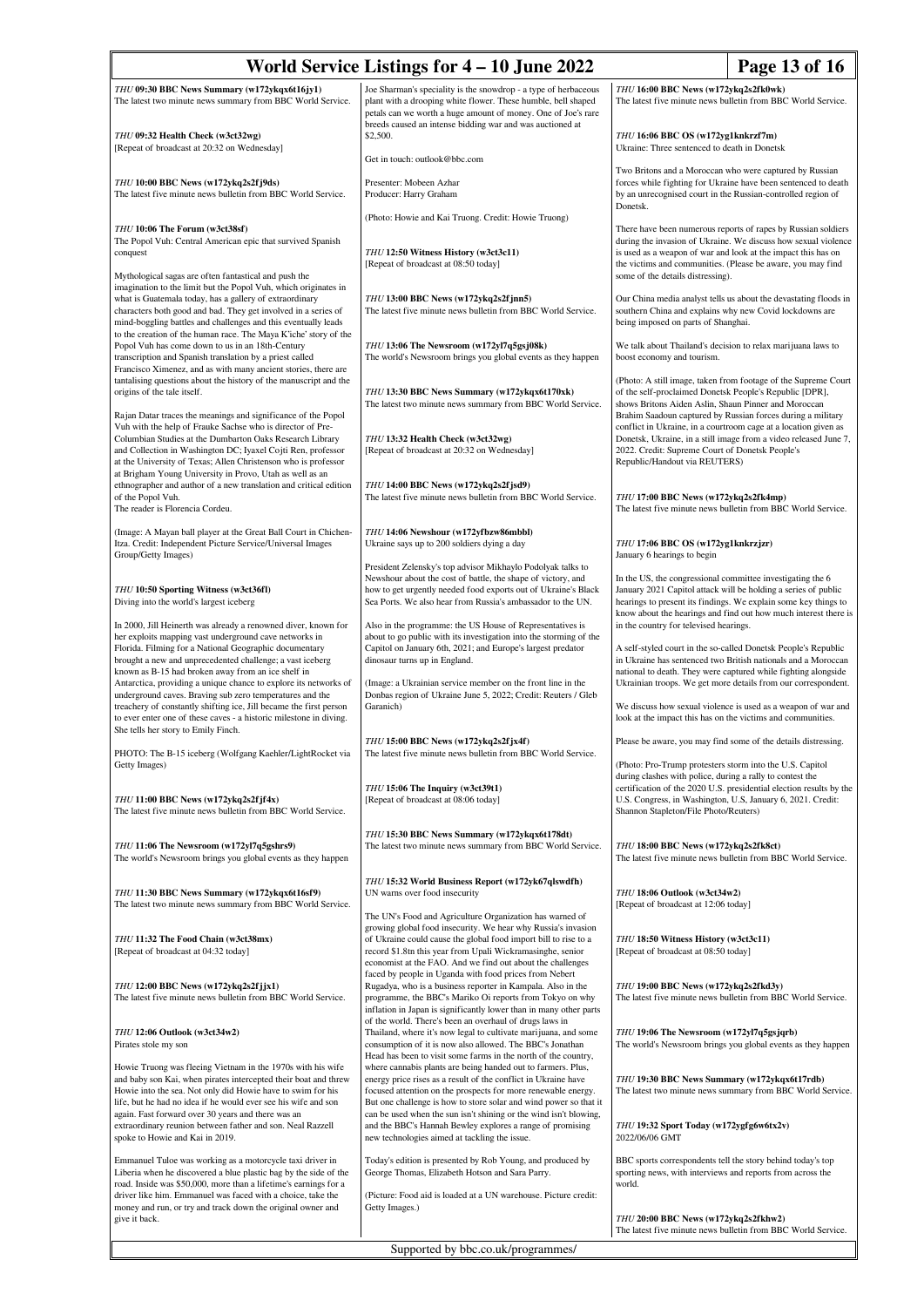*THU* **09:30 BBC News Summary (w172ykqx6t16jy1)**
The latest two minute news summary from BBC World Service.

*THU* **09:32 Health Check (w3ct32wg)**
[Repeat of broadcast at 20:32 on Wednesday]

*THU* **10:00 BBC News (w172ykq2s2fj9ds)**
The latest five minute news bulletin from BBC World Service.

*THU* **10:06 The Forum (w3ct38sf)**
The Popol Vuh: Central American epic that survived Spanish conquest

Mythological sagas are often fantastical and push the imagination to the limit but the Popol Vuh, which originates in what is Guatemala today, has a gallery of extraordinary characters both good and bad. They get involved in a series of mind-boggling battles and challenges and this eventually leads to the creation of the human race. The Maya K'iche' story of the Popol Vuh has come down to us in an 18th-Century transcription and Spanish translation by a priest called Francisco Ximenez, and as with many ancient stories, there are tantalising questions about the history of the manuscript and the origins of the tale itself.

Rajan Datar traces the meanings and significance of the Popol Vuh with the help of Frauke Sachse who is director of Pre-Columbian Studies at the Dumbarton Oaks Research Library and Collection in Washington DC; Iyaxel Cojti Ren, professor at the University of Texas; Allen Christenson who is professor at Brigham Young University in Provo, Utah as well as an ethnographer and author of a new translation and critical edition of the Popol Vuh.
The reader is Florencia Cordeu.

(Image: A Mayan ball player at the Great Ball Court in Chichen-Itza. Credit: Independent Picture Service/Universal Images Group/Getty Images)

*THU* **10:50 Sporting Witness (w3ct36fl)**
Diving into the world's largest iceberg

In 2000, Jill Heinerth was already a renowned diver, known for her exploits mapping vast underground cave networks in Florida. Filming for a National Geographic documentary brought a new and unprecedented challenge; a vast iceberg known as B-15 had broken away from an ice shelf in Antarctica, providing a unique chance to explore its networks of underground caves. Braving sub zero temperatures and the treachery of constantly shifting ice, Jill became the first person to ever enter one of these caves - a historic milestone in diving. She tells her story to Emily Finch.

PHOTO: The B-15 iceberg (Wolfgang Kaehler/LightRocket via Getty Images)

*THU* **11:00 BBC News (w172ykq2s2fjf4x)**
The latest five minute news bulletin from BBC World Service.

*THU* **11:06 The Newsroom (w172yl7q5gshrs9)**
The world's Newsroom brings you global events as they happen

*THU* **11:30 BBC News Summary (w172ykqx6t16sf9)**
The latest two minute news summary from BBC World Service.

*THU* **11:32 The Food Chain (w3ct38mx)**
[Repeat of broadcast at 04:32 today]

*THU* **12:00 BBC News (w172ykq2s2fjjx1)**
The latest five minute news bulletin from BBC World Service.

*THU* **12:06 Outlook (w3ct34w2)**
Pirates stole my son

Howie Truong was fleeing Vietnam in the 1970s with his wife and baby son Kai, when pirates intercepted their boat and threw Howie into the sea. Not only did Howie have to swim for his life, but he had no idea if he would ever see his wife and son again. Fast forward over 30 years and there was an extraordinary reunion between father and son. Neal Razzell spoke to Howie and Kai in 2019.

Emmanuel Tuloe was working as a motorcycle taxi driver in Liberia when he discovered a blue plastic bag by the side of the road. Inside was $50,000, more than a lifetime's earnings for a driver like him. Emmanuel was faced with a choice, take the money and run, or try and track down the original owner and give it back.

Joe Sharman's speciality is the snowdrop - a type of herbaceous plant with a drooping white flower. These humble, bell shaped petals can we worth a huge amount of money. One of Joe's rare breeds caused an intense bidding war and was auctioned at $2,500.

Get in touch: outlook@bbc.com

Presenter: Mobeen Azhar
Producer: Harry Graham

(Photo: Howie and Kai Truong. Credit: Howie Truong)

*THU* **12:50 Witness History (w3ct3c11)**
[Repeat of broadcast at 08:50 today]

*THU* **13:00 BBC News (w172ykq2s2fjnn5)**
The latest five minute news bulletin from BBC World Service.

*THU* **13:06 The Newsroom (w172yl7q5gsj08k)**
The world's Newsroom brings you global events as they happen

*THU* **13:30 BBC News Summary (w172ykqx6t170xk)**
The latest two minute news summary from BBC World Service.

*THU* **13:32 Health Check (w3ct32wg)**
[Repeat of broadcast at 20:32 on Wednesday]

*THU* **14:00 BBC News (w172ykq2s2fjsd9)**
The latest five minute news bulletin from BBC World Service.

*THU* **14:06 Newshour (w172yfbzw86mbbl)**
Ukraine says up to 200 soldiers dying a day

President Zelensky's top advisor Mikhaylo Podolyak talks to Newshour about the cost of battle, the shape of victory, and how to get urgently needed food exports out of Ukraine's Black Sea Ports. We also hear from Russia's ambassador to the UN.

Also in the programme: the US House of Representatives is about to go public with its investigation into the storming of the Capitol on January 6th, 2021; and Europe's largest predator dinosaur turns up in England.

(Image: a Ukrainian service member on the front line in the Donbas region of Ukraine June 5, 2022; Credit: Reuters / Gleb Garanich)

*THU* **15:00 BBC News (w172ykq2s2fjx4f)**
The latest five minute news bulletin from BBC World Service.

*THU* **15:06 The Inquiry (w3ct39t1)**
[Repeat of broadcast at 08:06 today]

*THU* **15:30 BBC News Summary (w172ykqx6t178dt)**
The latest two minute news summary from BBC World Service.

*THU* **15:32 World Business Report (w172yk67qlswdfh)**
UN warns over food insecurity

The UN's Food and Agriculture Organization has warned of growing global food insecurity. We hear why Russia's invasion of Ukraine could cause the global food import bill to rise to a record $1.8tn this year from Upali Wickramasinghe, senior economist at the FAO. And we find out about the challenges faced by people in Uganda with food prices from Nebert Rugadya, who is a business reporter in Kampala. Also in the programme, the BBC's Mariko Oi reports from Tokyo on why inflation in Japan is significantly lower than in many other parts of the world. There's been an overhaul of drugs laws in Thailand, where it's now legal to cultivate marijuana, and some consumption of it is now also allowed. The BBC's Jonathan Head has been to visit some farms in the north of the country, where cannabis plants are being handed out to farmers. Plus, energy price rises as a result of the conflict in Ukraine have focused attention on the prospects for more renewable energy. But one challenge is how to store solar and wind power so that it can be used when the sun isn't shining or the wind isn't blowing, and the BBC's Hannah Bewley explores a range of promising new technologies aimed at tackling the issue.

Today's edition is presented by Rob Young, and produced by George Thomas, Elizabeth Hotson and Sara Parry.

(Picture: Food aid is loaded at a UN warehouse. Picture credit: Getty Images.)

*THU* **16:00 BBC News (w172ykq2s2fk0wk)**
The latest five minute news bulletin from BBC World Service.

*THU* **16:06 BBC OS (w172yg1knkrzf7m)**
Ukraine: Three sentenced to death in Donetsk

Two Britons and a Moroccan who were captured by Russian forces while fighting for Ukraine have been sentenced to death by an unrecognised court in the Russian-controlled region of Donetsk.

There have been numerous reports of rapes by Russian soldiers during the invasion of Ukraine. We discuss how sexual violence is used as a weapon of war and look at the impact this has on the victims and communities. (Please be aware, you may find some of the details distressing).

Our China media analyst tells us about the devastating floods in southern China and explains why new Covid lockdowns are being imposed on parts of Shanghai.

We talk about Thailand's decision to relax marijuana laws to boost economy and tourism.

(Photo: A still image, taken from footage of the Supreme Court of the self-proclaimed Donetsk People's Republic [DPR], shows Britons Aiden Aslin, Shaun Pinner and Moroccan Brahim Saadoun captured by Russian forces during a military conflict in Ukraine, in a courtroom cage at a location given as Donetsk, Ukraine, in a still image from a video released June 7, 2022. Credit: Supreme Court of Donetsk People's Republic/Handout via REUTERS)

*THU* **17:00 BBC News (w172ykq2s2fk4mp)**
The latest five minute news bulletin from BBC World Service.

*THU* **17:06 BBC OS (w172yg1knkrzjzr)**
January 6 hearings to begin

In the US, the congressional committee investigating the 6 January 2021 Capitol attack will be holding a series of public hearings to present its findings. We explain some key things to know about the hearings and find out how much interest there is in the country for televised hearings.

A self-styled court in the so-called Donetsk People's Republic in Ukraine has sentenced two British nationals and a Moroccan national to death. They were captured while fighting alongside Ukrainian troops. We get more details from our correspondent.

We discuss how sexual violence is used as a weapon of war and look at the impact this has on the victims and communities.

Please be aware, you may find some of the details distressing.

(Photo: Pro-Trump protesters storm into the U.S. Capitol during clashes with police, during a rally to contest the certification of the 2020 U.S. presidential election results by the U.S. Congress, in Washington, U.S, January 6, 2021. Credit: Shannon Stapleton/File Photo/Reuters)

*THU* **18:00 BBC News (w172ykq2s2fk8ct)**
The latest five minute news bulletin from BBC World Service.

*THU* **18:06 Outlook (w3ct34w2)**
[Repeat of broadcast at 12:06 today]

*THU* **18:50 Witness History (w3ct3c11)**
[Repeat of broadcast at 08:50 today]

*THU* **19:00 BBC News (w172ykq2s2fkd3y)**
The latest five minute news bulletin from BBC World Service.

*THU* **19:06 The Newsroom (w172yl7q5gsjqrb)**
The world's Newsroom brings you global events as they happen

*THU* **19:30 BBC News Summary (w172ykqx6t17rdb)**
The latest two minute news summary from BBC World Service.

*THU* **19:32 Sport Today (w172ygfg6w6tx2v)**
2022/06/06 GMT

BBC sports correspondents tell the story behind today's top sporting news, with interviews and reports from across the world.

*THU* **20:00 BBC News (w172ykq2s2fkhw2)**
The latest five minute news bulletin from BBC World Service.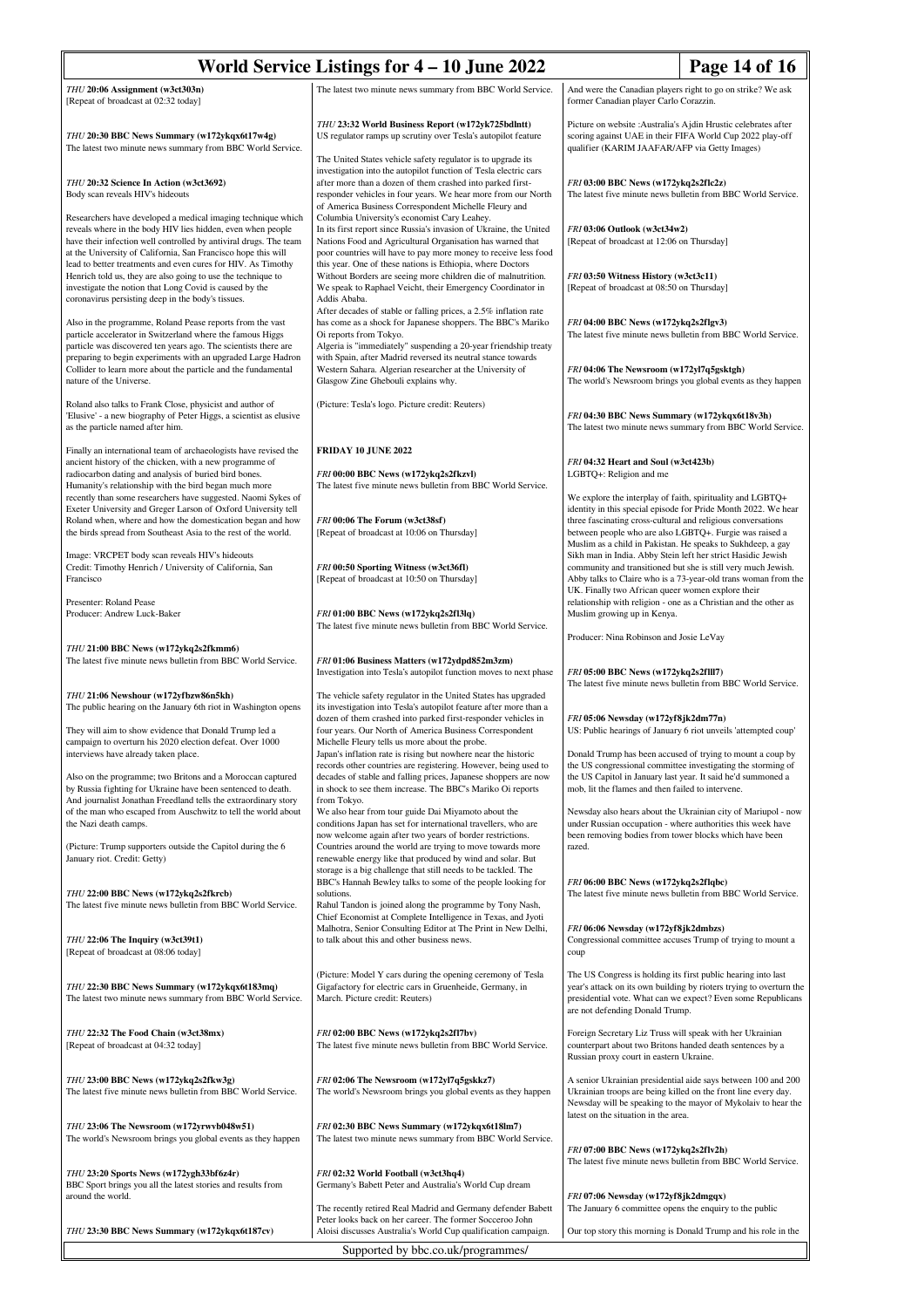*THU* **20:06 Assignment (w3ct303n)**
[Repeat of broadcast at 02:32 today]

*THU* **20:30 BBC News Summary (w172ykqx6t17w4g)**
The latest two minute news summary from BBC World Service.

*THU* **20:32 Science In Action (w3ct3692)**
Body scan reveals HIV's hideouts

Researchers have developed a medical imaging technique which reveals where in the body HIV lies hidden, even when people have their infection well controlled by antiviral drugs. The team at the University of California, San Francisco hope this will lead to better treatments and even cures for HIV. As Timothy Henrich told us, they are also going to use the technique to investigate the notion that Long Covid is caused by the coronavirus persisting deep in the body's tissues.

Also in the programme, Roland Pease reports from the vast particle accelerator in Switzerland where the famous Higgs particle was discovered ten years ago. The scientists there are preparing to begin experiments with an upgraded Large Hadron Collider to learn more about the particle and the fundamental nature of the Universe.

Roland also talks to Frank Close, physicist and author of 'Elusive' - a new biography of Peter Higgs, a scientist as elusive as the particle named after him.

Finally an international team of archaeologists have revised the ancient history of the chicken, with a new programme of radiocarbon dating and analysis of buried bird bones. Humanity's relationship with the bird began much more recently than some researchers have suggested. Naomi Sykes of Exeter University and Greger Larson of Oxford University tell Roland when, where and how the domestication began and how the birds spread from Southeast Asia to the rest of the world.

Image: VRCPET body scan reveals HIV's hideouts
Credit: Timothy Henrich / University of California, San Francisco

Presenter: Roland Pease
Producer: Andrew Luck-Baker

*THU* **21:00 BBC News (w172ykq2s2fkmm6)**
The latest five minute news bulletin from BBC World Service.

*THU* **21:06 Newshour (w172yfbzw86n5kh)**
The public hearing on the January 6th riot in Washington opens

They will aim to show evidence that Donald Trump led a campaign to overturn his 2020 election defeat. Over 1000 interviews have already taken place.

Also on the programme; two Britons and a Moroccan captured by Russia fighting for Ukraine have been sentenced to death. And journalist Jonathan Freedland tells the extraordinary story of the man who escaped from Auschwitz to tell the world about the Nazi death camps.

(Picture: Trump supporters outside the Capitol during the 6 January riot. Credit: Getty)

*THU* **22:00 BBC News (w172ykq2s2fkrcb)**
The latest five minute news bulletin from BBC World Service.

*THU* **22:06 The Inquiry (w3ct39t1)**
[Repeat of broadcast at 08:06 today]

*THU* **22:30 BBC News Summary (w172ykqx6t183mq)**
The latest two minute news summary from BBC World Service.

*THU* **22:32 The Food Chain (w3ct38mx)**
[Repeat of broadcast at 04:32 today]

*THU* **23:00 BBC News (w172ykq2s2fkw3g)**
The latest five minute news bulletin from BBC World Service.

*THU* **23:06 The Newsroom (w172yrwvb048w51)**
The world's Newsroom brings you global events as they happen

*THU* **23:20 Sports News (w172ygh33bf6z4r)**
BBC Sport brings you all the latest stories and results from around the world.

*THU* **23:30 BBC News Summary (w172ykqx6t187cv)**
The latest two minute news summary from BBC World Service.

*THU* **23:32 World Business Report (w172yk725bdlntt)**
US regulator ramps up scrutiny over Tesla's autopilot feature

The United States vehicle safety regulator is to upgrade its investigation into the autopilot function of Tesla electric cars after more than a dozen of them crashed into parked first-responder vehicles in four years. We hear more from our North of America Business Correspondent Michelle Fleury and Columbia University's economist Cary Leahey.
In its first report since Russia's invasion of Ukraine, the United Nations Food and Agricultural Organisation has warned that poor countries will have to pay more money to receive less food this year. One of these nations is Ethiopia, where Doctors Without Borders are seeing more children die of malnutrition. We speak to Raphael Veicht, their Emergency Coordinator in Addis Ababa.
After decades of stable or falling prices, a 2.5% inflation rate has come as a shock for Japanese shoppers. The BBC's Mariko Oi reports from Tokyo.
Algeria is "immediately" suspending a 20-year friendship treaty with Spain, after Madrid reversed its neutral stance towards Western Sahara. Algerian researcher at the University of Glasgow Zine Ghebouli explains why.

(Picture: Tesla's logo. Picture credit: Reuters)

## FRIDAY 10 JUNE 2022

*FRI* **00:00 BBC News (w172ykq2s2fkzvl)**
The latest five minute news bulletin from BBC World Service.

*FRI* **00:06 The Forum (w3ct38sf)**
[Repeat of broadcast at 10:06 on Thursday]

*FRI* **00:50 Sporting Witness (w3ct36fl)**
[Repeat of broadcast at 10:50 on Thursday]

*FRI* **01:00 BBC News (w172ykq2s2fl3lq)**
The latest five minute news bulletin from BBC World Service.

*FRI* **01:06 Business Matters (w172ydpd852m3zm)**
Investigation into Tesla's autopilot function moves to next phase

The vehicle safety regulator in the United States has upgraded its investigation into Tesla's autopilot feature after more than a dozen of them crashed into parked first-responder vehicles in four years. Our North of America Business Correspondent Michelle Fleury tells us more about the probe.
Japan's inflation rate is rising but nowhere near the historic records other countries are registering. However, being used to decades of stable and falling prices, Japanese shoppers are now in shock to see them increase. The BBC's Mariko Oi reports from Tokyo.
We also hear from tour guide Dai Miyamoto about the conditions Japan has set for international travellers, who are now welcome again after two years of border restrictions.
Countries around the world are trying to move towards more renewable energy like that produced by wind and solar. But storage is a big challenge that still needs to be tackled. The BBC's Hannah Bewley talks to some of the people looking for solutions.
Rahul Tandon is joined along the programme by Tony Nash, Chief Economist at Complete Intelligence in Texas, and Jyoti Malhotra, Senior Consulting Editor at The Print in New Delhi, to talk about this and other business news.

(Picture: Model Y cars during the opening ceremony of Tesla Gigafactory for electric cars in Gruenheide, Germany, in March. Picture credit: Reuters)

*FRI* **02:00 BBC News (w172ykq2s2fl7bv)**
The latest five minute news bulletin from BBC World Service.

*FRI* **02:06 The Newsroom (w172yl7q5gskkz7)**
The world's Newsroom brings you global events as they happen

*FRI* **02:30 BBC News Summary (w172ykqx6t18lm7)**
The latest two minute news summary from BBC World Service.

*FRI* **02:32 World Football (w3ct3hq4)**
Germany's Babett Peter and Australia's World Cup dream

The recently retired Real Madrid and Germany defender Babett Peter looks back on her career. The former Socceroo John Aloisi discusses Australia's World Cup qualification campaign. And were the Canadian players right to go on strike? We ask former Canadian player Carlo Corazzin.

Picture on website :Australia's Ajdin Hrustic celebrates after scoring against UAE in their FIFA World Cup 2022 play-off qualifier (KARIM JAAFAR/AFP via Getty Images)

*FRI* **03:00 BBC News (w172ykq2s2flc2z)**
The latest five minute news bulletin from BBC World Service.

*FRI* **03:06 Outlook (w3ct34w2)**
[Repeat of broadcast at 12:06 on Thursday]

*FRI* **03:50 Witness History (w3ct3c11)**
[Repeat of broadcast at 08:50 on Thursday]

*FRI* **04:00 BBC News (w172ykq2s2flgv3)**
The latest five minute news bulletin from BBC World Service.

*FRI* **04:06 The Newsroom (w172yl7q5gsktgh)**
The world's Newsroom brings you global events as they happen

*FRI* **04:30 BBC News Summary (w172ykqx6t18v3h)**
The latest two minute news summary from BBC World Service.

*FRI* **04:32 Heart and Soul (w3ct423b)**
LGBTQ+: Religion and me

We explore the interplay of faith, spirituality and LGBTQ+ identity in this special episode for Pride Month 2022. We hear three fascinating cross-cultural and religious conversations between people who are also LGBTQ+. Furgie was raised a Muslim as a child in Pakistan. He speaks to Sukhdeep, a gay Sikh man in India. Abby Stein left her strict Hasidic Jewish community and transitioned but she is still very much Jewish. Abby talks to Claire who is a 73-year-old trans woman from the UK. Finally two African queer women explore their relationship with religion - one as a Christian and the other as Muslim growing up in Kenya.

Producer: Nina Robinson and Josie LeVay

*FRI* **05:00 BBC News (w172ykq2s2flll7)**
The latest five minute news bulletin from BBC World Service.

*FRI* **05:06 Newsday (w172yf8jk2dm77n)**
US: Public hearings of January 6 riot unveils 'attempted coup'

Donald Trump has been accused of trying to mount a coup by the US congressional committee investigating the storming of the US Capitol in January last year. It said he'd summoned a mob, lit the flames and then failed to intervene.

Newsday also hears about the Ukrainian city of Mariupol - now under Russian occupation - where authorities this week have been removing bodies from tower blocks which have been razed.

*FRI* **06:00 BBC News (w172ykq2s2flqbc)**
The latest five minute news bulletin from BBC World Service.

*FRI* **06:06 Newsday (w172yf8jk2dmbzs)**
Congressional committee accuses Trump of trying to mount a coup

The US Congress is holding its first public hearing into last year's attack on its own building by rioters trying to overturn the presidential vote. What can we expect? Even some Republicans are not defending Donald Trump.

Foreign Secretary Liz Truss will speak with her Ukrainian counterpart about two Britons handed death sentences by a Russian proxy court in eastern Ukraine.

A senior Ukrainian presidential aide says between 100 and 200 Ukrainian troops are being killed on the front line every day. Newsday will be speaking to the mayor of Mykolaiv to hear the latest on the situation in the area.

*FRI* **07:00 BBC News (w172ykq2s2flv2h)**
The latest five minute news bulletin from BBC World Service.

*FRI* **07:06 Newsday (w172yf8jk2dmgqx)**
The January 6 committee opens the enquiry to the public

Our top story this morning is Donald Trump and his role in the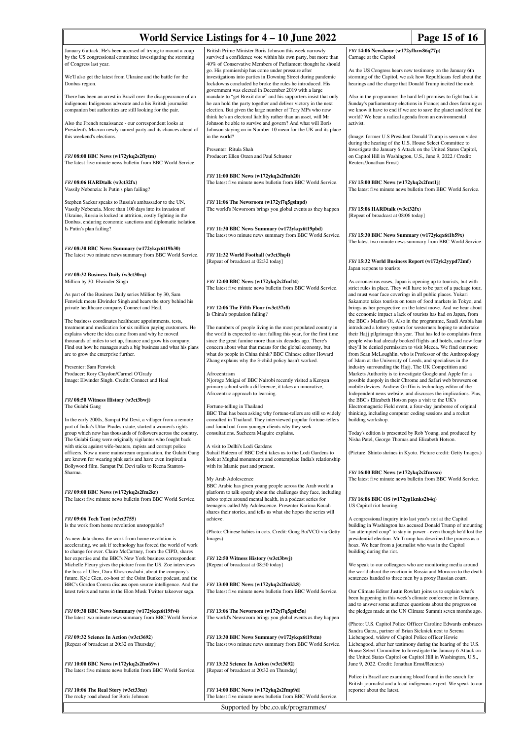January 6 attack. He's been accused of trying to mount a coup by the US congressional committee investigating the storming of Congress last year.

We'll also get the latest from Ukraine and the battle for the Donbas region.

There has been an arrest in Brazil over the disappearance of an indigenous Indigenous advocate and a his British journalist companion but authorities are still looking for the pair.

Also the French renaissance - our correspondent looks at President's Macron newly-named party and its chances ahead of this weekend's elections.

### *FRI* 08:00 BBC News (w172ykq2s2flytm)
The latest five minute news bulletin from BBC World Service.

### *FRI* 08:06 HARDtalk (w3ct32fx)
Vassily Nebenzia: Is Putin's plan failing?

Stephen Sackur speaks to Russia's ambassador to the UN, Vassily Nebenzia. More than 100 days into its invasion of Ukraine, Russia is locked in attrition, costly fighting in the Donbas, enduring economic sanctions and diplomatic isolation. Is Putin's plan failing?

### *FRI* 08:30 BBC News Summary (w172ykqx6t19b30)
The latest two minute news summary from BBC World Service.

### *FRI* 08:32 Business Daily (w3ct30rq)
Million by 30: Elwinder Singh

As part of the Business Daily series Million by 30, Sam Fenwick meets Elwinder Singh and hears the story behind his private healthcare company Connect and Heal.

The business coordinates healthcare appointments, tests, treatment and medication for six million paying customers. He explains where the idea came from and why he moved thousands of miles to set up, finance and grow his company. Find out how he manages such a big business and what his plans are to grow the enterprise further.

Presenter: Sam Fenwick
Producer: Rory Claydon/Carmel O'Grady
Image: Elwinder Singh. Credit: Connect and Heal

### *FRI* 08:50 Witness History (w3ct3bwj)
The Gulabi Gang

In the early 2000s, Sampat Pal Devi, a villager from a remote part of India's Uttar Pradesh state, started a women's rights group which now has thousands of followers across the country. The Gulabi Gang were originally vigilantes who fought back with sticks against wife-beaters, rapists and corrupt police officers. Now a more mainstream organisation, the Gulabi Gang are known for wearing pink saris and have even inspired a Bollywood film. Sampat Pal Devi talks to Reena Stanton-Sharma.

### *FRI* 09:00 BBC News (w172ykq2s2fm2kr)
The latest five minute news bulletin from BBC World Service.

### *FRI* 09:06 Tech Tent (w3ct3755)
Is the work from home revolution unstoppable?

As new data shows the work from home revolution is accelerating, we ask if technology has forced the world of work to change for ever. Claire McCartney, from the CIPD, shares her expertise and the BBC's New York business correspondent Michelle Fleury gives the picture from the US. Zoe interviews the boss of Uber, Dara Khosrowshahi, about the company's future. Kyle Glen, co-host of the Osint Bunker podcast, and the BBC's Gordon Corera discuss open source intelligence. And the latest twists and turns in the Elon Musk Twitter takeover saga.

### *FRI* 09:30 BBC News Summary (w172ykqx6t19fv4)
The latest two minute news summary from BBC World Service.

### *FRI* 09:32 Science In Action (w3ct3692)
[Repeat of broadcast at 20:32 on Thursday]

### *FRI* 10:00 BBC News (w172ykq2s2fm69w)
The latest five minute news bulletin from BBC World Service.

### *FRI* 10:06 The Real Story (w3ct33nz)
The rocky road ahead for Boris Johnson

British Prime Minister Boris Johnson this week narrowly survived a confidence vote within his own party, but more than 40% of Conservative Members of Parliament thought he should go. His premiership has come under pressure after investigations into parties in Downing Street during pandemic lockdowns concluded he broke the rules he introduced. His government was elected in December 2019 with a large mandate to "get Brexit done" and his supporters insist that only he can hold the party together and deliver victory in the next election. But given the large number of Tory MPs who now think he's an electoral liability rather than an asset, will Mr Johnson be able to survive and govern? And what will Boris Johnson staying on in Number 10 mean for the UK and its place in the world?

Presenter: Ritula Shah
Producer: Ellen Otzen and Paul Schuster

### *FRI* 11:00 BBC News (w172ykq2s2fmb20)
The latest five minute news bulletin from BBC World Service.

### *FRI* 11:06 The Newsroom (w172yl7q5gslnpd)
The world's Newsroom brings you global events as they happen

### *FRI* 11:30 BBC News Summary (w172ykqx6t19pbd)
The latest two minute news summary from BBC World Service.

### *FRI* 11:32 World Football (w3ct3hq4)
[Repeat of broadcast at 02:32 today]

### *FRI* 12:00 BBC News (w172ykq2s2fmft4)
The latest five minute news bulletin from BBC World Service.

### *FRI* 12:06 The Fifth Floor (w3ct37z8)
Is China's population falling?

The numbers of people living in the most populated country in the world is expected to start falling this year, for the first time since the great famine more than six decades ago. There's concern about what that means for the global economy, but what do people in China think? BBC Chinese editor Howard Zhang explains why the 3-child policy hasn't worked.

Afrocentrism
Njoroge Muigai of BBC Nairobi recently visited a Kenyan primary school with a difference; it takes an innovative, Afrocentric approach to learning.

Fortune-telling in Thailand
BBC Thai has been asking why fortune-tellers are still so widely consulted in Thailand. They interviewed popular fortune-tellers and found out from younger clients why they seek consultations. Sucheera Maguire explains.

A visit to Delhi's Lodi Gardens
Suhail Haleem of BBC Delhi takes us to the Lodi Gardens to look at Mughal monuments and contemplate India's relationship with its Islamic past and present.

My Arab Adolescence
BBC Arabic has given young people across the Arab world a platform to talk openly about the challenges they face, including taboo topics around mental health, in a podcast series for teenagers called My Adolescence. Presenter Karima Kouah shares their stories, and tells us what she hopes the series will achieve.

(Photo: Chinese babies in cots. Credit: Gong Bo/VCG via Getty Images)

### *FRI* 12:50 Witness History (w3ct3bwj)
[Repeat of broadcast at 08:50 today]

### *FRI* 13:00 BBC News (w172ykq2s2fmkk8)
The latest five minute news bulletin from BBC World Service.

### *FRI* 13:06 The Newsroom (w172yl7q5gslx5n)
The world's Newsroom brings you global events as they happen

### *FRI* 13:30 BBC News Summary (w172ykqx6t19xtn)
The latest two minute news summary from BBC World Service.

### *FRI* 13:32 Science In Action (w3ct3692)
[Repeat of broadcast at 20:32 on Thursday]

### *FRI* 14:00 BBC News (w172ykq2s2fmp9d)
The latest five minute news bulletin from BBC World Service.

### *FRI* 14:06 Newshour (w172yfbzw86q77p)
Carnage at the Capitol

As the US Congress hears new testimony on the January 6th storming of the Capitol, we ask how Republicans feel about the hearings and the charge that Donald Trump incited the mob.

Also in the programme: the hard left promises to fight back in Sunday's parliamentary elections in France; and does farming as we know it have to end if we are to save the planet and feed the world? We hear a radical agenda from an environmental activist.

(Image: former U.S President Donald Trump is seen on video during the hearing of the U.S. House Select Committee to Investigate the January 6 Attack on the United States Capitol, on Capitol Hill in Washington, U.S., June 9, 2022 / Credit: Reuters/Jonathan Ernst)

### *FRI* 15:00 BBC News (w172ykq2s2fmt1j)
The latest five minute news bulletin from BBC World Service.

### *FRI* 15:06 HARDtalk (w3ct32fx)
[Repeat of broadcast at 08:06 today]

### *FRI* 15:30 BBC News Summary (w172ykqx6t1b59x)
The latest two minute news summary from BBC World Service.

### *FRI* 15:32 World Business Report (w172yk2yypd72mf)
Japan reopens to tourists

As coronavirus eases, Japan is opening up to tourists, but with strict rules in place. They will have to be part of a package tour, and must wear face coverings in all public places. Yukari Sakamoto takes tourists on tours of food markets in Tokyo, and brings us her perspective on the latest move. And we hear about the economic impact a lack of tourists has had on Japan, from the BBC's Mariko Oi. Also in the programme, Saudi Arabia has introduced a lottery system for westerners hoping to undertake their Hajj pilgrimage this year. That has led to complaints from people who had already booked flights and hotels, and now fear they'll be denied permission to visit Mecca. We find out more from Sean McLoughlin, who is Professor of the Anthropology of Islam at the University of Leeds, and specialises in the industry surrounding the Hajj. The UK Competition and Markets Authority is to investigate Google and Apple for a possible duopoly in their Chrome and Safari web browsers on mobile devices. Andrew Griffin is technology editor of the Independent news website, and discusses the implications. Plus, the BBC's Elizabeth Hotson pays a visit to the UK's Electromagnetic Field event, a four-day jamboree of original thinking, including computer coding sessions and a rocket building workshop.

Today's edition is presented by Rob Young, and produced by Nisha Patel, George Thomas and Elizabeth Hotson.

(Picture: Shinto shrines in Kyoto. Picture credit: Getty Images.)

### *FRI* 16:00 BBC News (w172ykq2s2fmxsn)
The latest five minute news bulletin from BBC World Service.

### *FRI* 16:06 BBC OS (w172yg1knks2b4q)
US Capitol riot hearing

A congressional inquiry into last year's riot at the Capitol building in Washington has accused Donald Trump of mounting "an attempted coup" to stay in power - even though he'd lost the presidential election. Mr Trump has described the process as a hoax. We hear from a journalist who was in the Capitol building during the riot.

We speak to our colleagues who are monitoring media around the world about the reaction in Russia and Morocco to the death sentences handed to three men by a proxy Russian court.

Our Climate Editor Justin Rowlatt joins us to explain what's been happening in this week's climate conference in Germany, and to answer some audience questions about the progress on the pledges made at the UN Climate Summit seven months ago.

(Photo: U.S. Capitol Police Officer Caroline Edwards embraces Sandra Garza, partner of Brian Sicknick next to Serena Liebengood, widow of Capitol Police officer Howie Liebengood, after her testimony during the hearing of the U.S. House Select Committee to Investigate the January 6 Attack on the United States Capitol on Capitol Hill in Washington, U.S., June 9, 2022. Credit: Jonathan Ernst/Reuters)

Police in Brazil are examining blood found in the search for British journalist and a local indigenous expert. We speak to our reporter about the latest.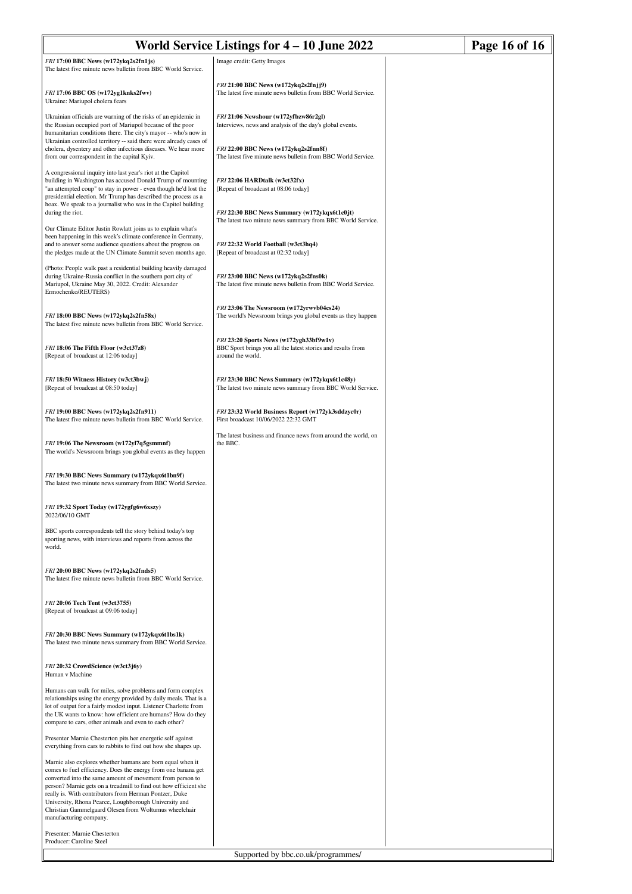*FRI* **17:00 BBC News (w172ykq2s2fn1js)**
The latest five minute news bulletin from BBC World Service.

*FRI* **17:06 BBC OS (w172yg1knks2fwv)**
Ukraine: Mariupol cholera fears

Ukrainian officials are warning of the risks of an epidemic in the Russian occupied port of Mariupol because of the poor humanitarian conditions there. The city's mayor -- who's now in Ukrainian controlled territory -- said there were already cases of cholera, dysentery and other infectious diseases. We hear more from our correspondent in the capital Kyiv.

A congressional inquiry into last year's riot at the Capitol building in Washington has accused Donald Trump of mounting "an attempted coup" to stay in power - even though he'd lost the presidential election. Mr Trump has described the process as a hoax. We speak to a journalist who was in the Capitol building during the riot.

Our Climate Editor Justin Rowlatt joins us to explain what's been happening in this week's climate conference in Germany, and to answer some audience questions about the progress on the pledges made at the UN Climate Summit seven months ago.

(Photo: People walk past a residential building heavily damaged during Ukraine-Russia conflict in the southern port city of Mariupol, Ukraine May 30, 2022. Credit: Alexander Ermochenko/REUTERS)

*FRI* **18:00 BBC News (w172ykq2s2fn58x)**
The latest five minute news bulletin from BBC World Service.

*FRI* **18:06 The Fifth Floor (w3ct37z8)**
[Repeat of broadcast at 12:06 today]

*FRI* **18:50 Witness History (w3ct3bwj)**
[Repeat of broadcast at 08:50 today]

*FRI* **19:00 BBC News (w172ykq2s2fn911)**
The latest five minute news bulletin from BBC World Service.

*FRI* **19:06 The Newsroom (w172yl7q5gsmmnf)**
The world's Newsroom brings you global events as they happen

*FRI* **19:30 BBC News Summary (w172ykqx6t1bn9f)**
The latest two minute news summary from BBC World Service.

*FRI* **19:32 Sport Today (w172ygfg6w6xszy)**
2022/06/10 GMT

BBC sports correspondents tell the story behind today's top sporting news, with interviews and reports from across the world.

*FRI* **20:00 BBC News (w172ykq2s2fnds5)**
The latest five minute news bulletin from BBC World Service.

*FRI* **20:06 Tech Tent (w3ct3755)**
[Repeat of broadcast at 09:06 today]

*FRI* **20:30 BBC News Summary (w172ykqx6t1bs1k)**
The latest two minute news summary from BBC World Service.

*FRI* **20:32 CrowdScience (w3ct3j6y)**
Human v Machine

Humans can walk for miles, solve problems and form complex relationships using the energy provided by daily meals. That is a lot of output for a fairly modest input. Listener Charlotte from the UK wants to know: how efficient are humans? How do they compare to cars, other animals and even to each other?

Presenter Marnie Chesterton pits her energetic self against everything from cars to rabbits to find out how she shapes up.

Marnie also explores whether humans are born equal when it comes to fuel efficiency. Does the energy from one banana get converted into the same amount of movement from person to person? Marnie gets on a treadmill to find out how efficient she really is. With contributors from Herman Pontzer, Duke University, Rhona Pearce, Loughborough University and Christian Gammelgaard Olesen from Wolturnus wheelchair manufacturing company.

Presenter: Marnie Chesterton
Producer: Caroline Steel

Image credit: Getty Images

*FRI* **21:00 BBC News (w172ykq2s2fnjj9)**
The latest five minute news bulletin from BBC World Service.

*FRI* **21:06 Newshour (w172yfbzw86r2gl)**
Interviews, news and analysis of the day's global events.

*FRI* **22:00 BBC News (w172ykq2s2fnn8f)**
The latest five minute news bulletin from BBC World Service.

*FRI* **22:06 HARDtalk (w3ct32fx)**
[Repeat of broadcast at 08:06 today]

*FRI* **22:30 BBC News Summary (w172ykqx6t1c0jt)**
The latest two minute news summary from BBC World Service.

*FRI* **22:32 World Football (w3ct3hq4)**
[Repeat of broadcast at 02:32 today]

*FRI* **23:00 BBC News (w172ykq2s2fns0k)**
The latest five minute news bulletin from BBC World Service.

*FRI* **23:06 The Newsroom (w172yrwvb04cs24)**
The world's Newsroom brings you global events as they happen

*FRI* **23:20 Sports News (w172ygh33bf9w1v)**
BBC Sport brings you all the latest stories and results from around the world.

*FRI* **23:30 BBC News Summary (w172ykqx6t1c48y)**
The latest two minute news summary from BBC World Service.

*FRI* **23:32 World Business Report (w172yk3sddzyc0r)**
First broadcast 10/06/2022 22:32 GMT

The latest business and finance news from around the world, on the BBC.

Supported by bbc.co.uk/programmes/